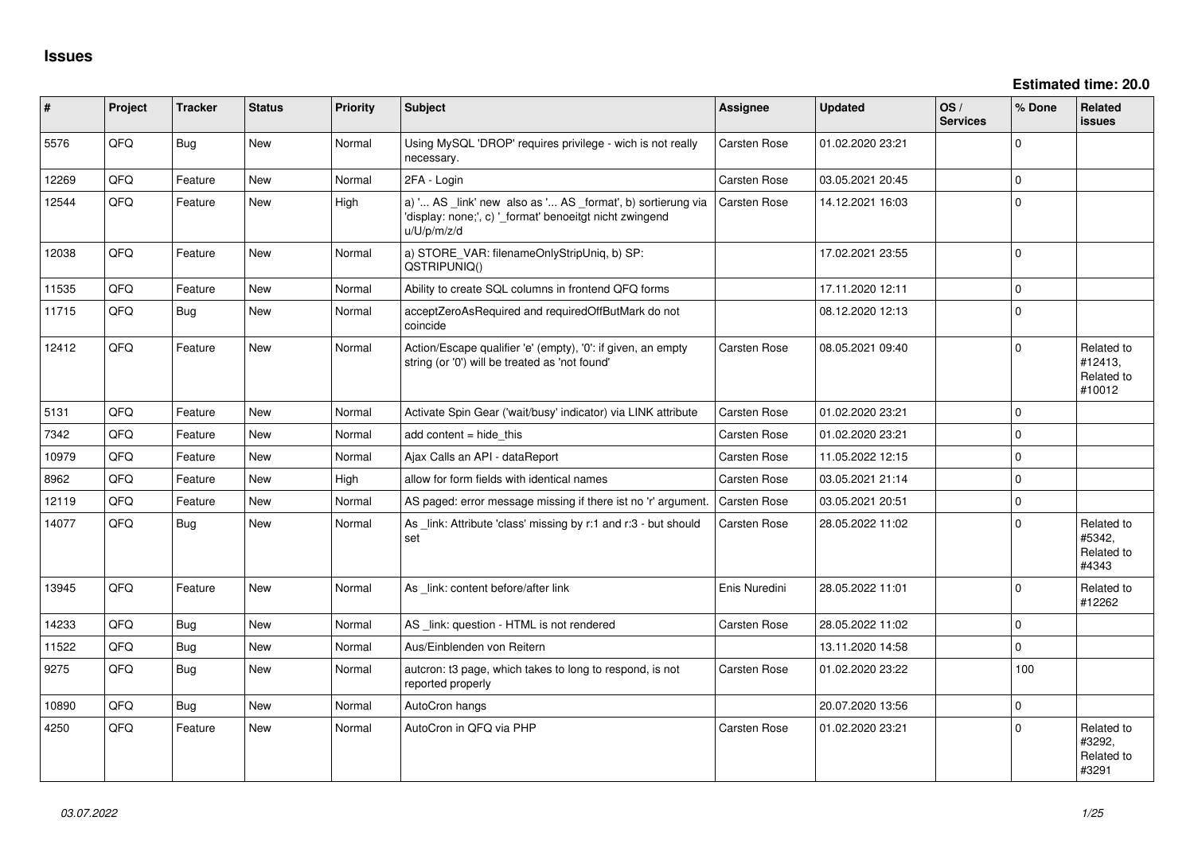# Issues

**Estimated time: 20.0**

| # | Project | Tracker | Status | Priority | Subject | Assignee | Updated | OS / Services | % Done | Related issues |
|---|---|---|---|---|---|---|---|---|---|---|
| 5576 | QFQ | Bug | New | Normal | Using MySQL 'DROP' requires privilege - wich is not really necessary. | Carsten Rose | 01.02.2020 23:21 | | 0 | |
| 12269 | QFQ | Feature | New | Normal | 2FA - Login | Carsten Rose | 03.05.2021 20:45 | | 0 | |
| 12544 | QFQ | Feature | New | High | a) '... AS _link' new also as '... AS _format', b) sortierung via 'display: none;', c) '_format' benoeitgt nicht zwingend u/U/p/m/z/d | Carsten Rose | 14.12.2021 16:03 | | 0 | |
| 12038 | QFQ | Feature | New | Normal | a) STORE_VAR: filenameOnlyStripUniq, b) SP: QSTRIPUNIQ() | | 17.02.2021 23:55 | | 0 | |
| 11535 | QFQ | Feature | New | Normal | Ability to create SQL columns in frontend QFQ forms | | 17.11.2020 12:11 | | 0 | |
| 11715 | QFQ | Bug | New | Normal | acceptZeroAsRequired and requiredOffButMark do not coincide | | 08.12.2020 12:13 | | 0 | |
| 12412 | QFQ | Feature | New | Normal | Action/Escape qualifier 'e' (empty), '0': if given, an empty string (or '0') will be treated as 'not found' | Carsten Rose | 08.05.2021 09:40 | | 0 | Related to #12413, Related to #10012 |
| 5131 | QFQ | Feature | New | Normal | Activate Spin Gear ('wait/busy' indicator) via LINK attribute | Carsten Rose | 01.02.2020 23:21 | | 0 | |
| 7342 | QFQ | Feature | New | Normal | add content = hide_this | Carsten Rose | 01.02.2020 23:21 | | 0 | |
| 10979 | QFQ | Feature | New | Normal | Ajax Calls an API - dataReport | Carsten Rose | 11.05.2022 12:15 | | 0 | |
| 8962 | QFQ | Feature | New | High | allow for form fields with identical names | Carsten Rose | 03.05.2021 21:14 | | 0 | |
| 12119 | QFQ | Feature | New | Normal | AS paged: error message missing if there ist no 'r' argument. | Carsten Rose | 03.05.2021 20:51 | | 0 | |
| 14077 | QFQ | Bug | New | Normal | As _link: Attribute 'class' missing by r:1 and r:3 - but should set | Carsten Rose | 28.05.2022 11:02 | | 0 | Related to #5342, Related to #4343 |
| 13945 | QFQ | Feature | New | Normal | As _link: content before/after link | Enis Nuredini | 28.05.2022 11:01 | | 0 | Related to #12262 |
| 14233 | QFQ | Bug | New | Normal | AS _link: question - HTML is not rendered | Carsten Rose | 28.05.2022 11:02 | | 0 | |
| 11522 | QFQ | Bug | New | Normal | Aus/Einblenden von Reitern | | 13.11.2020 14:58 | | 0 | |
| 9275 | QFQ | Bug | New | Normal | autcron: t3 page, which takes to long to respond, is not reported properly | Carsten Rose | 01.02.2020 23:22 | | 100 | |
| 10890 | QFQ | Bug | New | Normal | AutoCron hangs | | 20.07.2020 13:56 | | 0 | |
| 4250 | QFQ | Feature | New | Normal | AutoCron in QFQ via PHP | Carsten Rose | 01.02.2020 23:21 | | 0 | Related to #3292, Related to #3291 |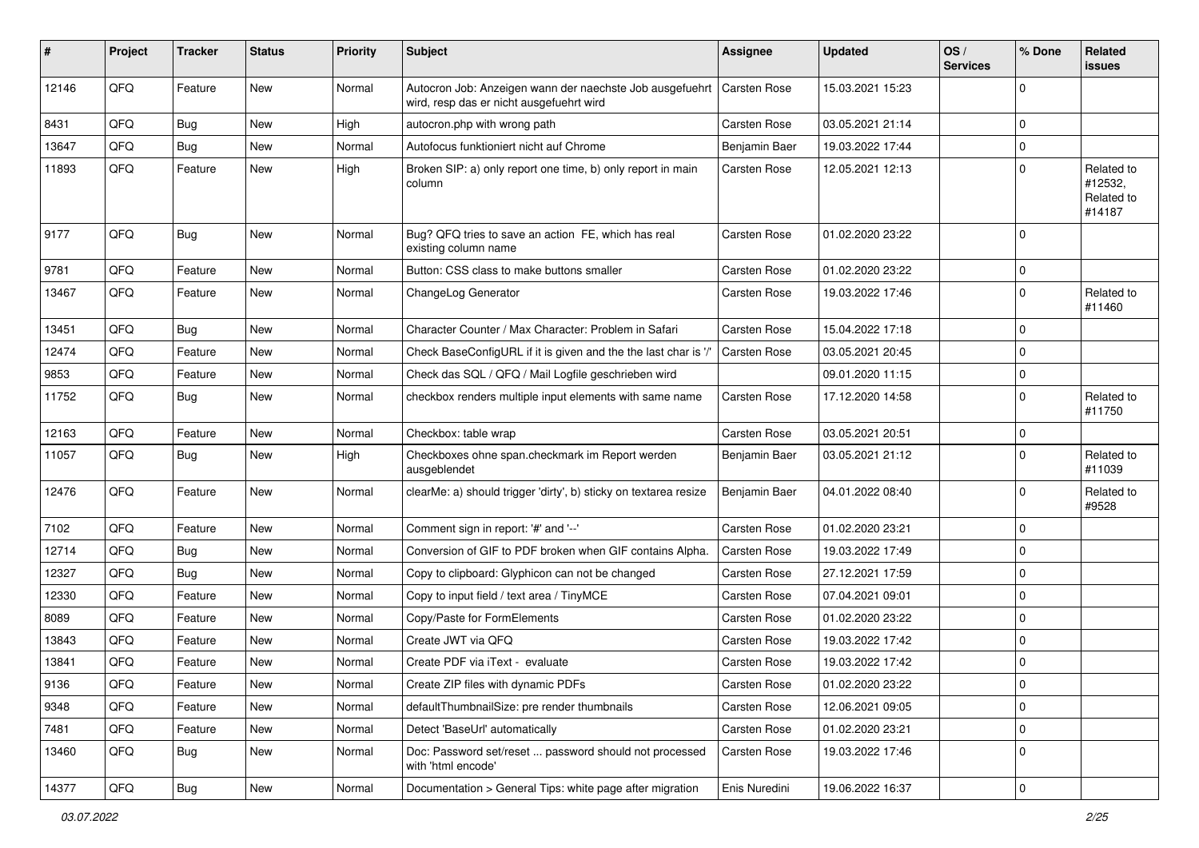| # | Project | Tracker | Status | Priority | Subject | Assignee | Updated | OS / Services | % Done | Related issues |
|---|---|---|---|---|---|---|---|---|---|---|
| 12146 | QFQ | Feature | New | Normal | Autocron Job: Anzeigen wann der naechste Job ausgefuehrt wird, resp das er nicht ausgefuehrt wird | Carsten Rose | 15.03.2021 15:23 | | 0 | |
| 8431 | QFQ | Bug | New | High | autocron.php with wrong path | Carsten Rose | 03.05.2021 21:14 | | 0 | |
| 13647 | QFQ | Bug | New | Normal | Autofocus funktioniert nicht auf Chrome | Benjamin Baer | 19.03.2022 17:44 | | 0 | |
| 11893 | QFQ | Feature | New | High | Broken SIP: a) only report one time, b) only report in main column | Carsten Rose | 12.05.2021 12:13 | | 0 | Related to #12532, Related to #14187 |
| 9177 | QFQ | Bug | New | Normal | Bug? QFQ tries to save an action FE, which has real existing column name | Carsten Rose | 01.02.2020 23:22 | | 0 | |
| 9781 | QFQ | Feature | New | Normal | Button: CSS class to make buttons smaller | Carsten Rose | 01.02.2020 23:22 | | 0 | |
| 13467 | QFQ | Feature | New | Normal | ChangeLog Generator | Carsten Rose | 19.03.2022 17:46 | | 0 | Related to #11460 |
| 13451 | QFQ | Bug | New | Normal | Character Counter / Max Character: Problem in Safari | Carsten Rose | 15.04.2022 17:18 | | 0 | |
| 12474 | QFQ | Feature | New | Normal | Check BaseConfigURL if it is given and the the last char is '/' | Carsten Rose | 03.05.2021 20:45 | | 0 | |
| 9853 | QFQ | Feature | New | Normal | Check das SQL / QFQ / Mail Logfile geschrieben wird | | 09.01.2020 11:15 | | 0 | |
| 11752 | QFQ | Bug | New | Normal | checkbox renders multiple input elements with same name | Carsten Rose | 17.12.2020 14:58 | | 0 | Related to #11750 |
| 12163 | QFQ | Feature | New | Normal | Checkbox: table wrap | Carsten Rose | 03.05.2021 20:51 | | 0 | |
| 11057 | QFQ | Bug | New | High | Checkboxes ohne span.checkmark im Report werden ausgeblendet | Benjamin Baer | 03.05.2021 21:12 | | 0 | Related to #11039 |
| 12476 | QFQ | Feature | New | Normal | clearMe: a) should trigger 'dirty', b) sticky on textarea resize | Benjamin Baer | 04.01.2022 08:40 | | 0 | Related to #9528 |
| 7102 | QFQ | Feature | New | Normal | Comment sign in report: '#' and '--' | Carsten Rose | 01.02.2020 23:21 | | 0 | |
| 12714 | QFQ | Bug | New | Normal | Conversion of GIF to PDF broken when GIF contains Alpha. | Carsten Rose | 19.03.2022 17:49 | | 0 | |
| 12327 | QFQ | Bug | New | Normal | Copy to clipboard: Glyphicon can not be changed | Carsten Rose | 27.12.2021 17:59 | | 0 | |
| 12330 | QFQ | Feature | New | Normal | Copy to input field / text area / TinyMCE | Carsten Rose | 07.04.2021 09:01 | | 0 | |
| 8089 | QFQ | Feature | New | Normal | Copy/Paste for FormElements | Carsten Rose | 01.02.2020 23:22 | | 0 | |
| 13843 | QFQ | Feature | New | Normal | Create JWT via QFQ | Carsten Rose | 19.03.2022 17:42 | | 0 | |
| 13841 | QFQ | Feature | New | Normal | Create PDF via iText - evaluate | Carsten Rose | 19.03.2022 17:42 | | 0 | |
| 9136 | QFQ | Feature | New | Normal | Create ZIP files with dynamic PDFs | Carsten Rose | 01.02.2020 23:22 | | 0 | |
| 9348 | QFQ | Feature | New | Normal | defaultThumbnailSize: pre render thumbnails | Carsten Rose | 12.06.2021 09:05 | | 0 | |
| 7481 | QFQ | Feature | New | Normal | Detect 'BaseUrl' automatically | Carsten Rose | 01.02.2020 23:21 | | 0 | |
| 13460 | QFQ | Bug | New | Normal | Doc: Password set/reset ... password should not processed with 'html encode' | Carsten Rose | 19.03.2022 17:46 | | 0 | |
| 14377 | QFQ | Bug | New | Normal | Documentation > General Tips: white page after migration | Enis Nuredini | 19.06.2022 16:37 | | 0 | |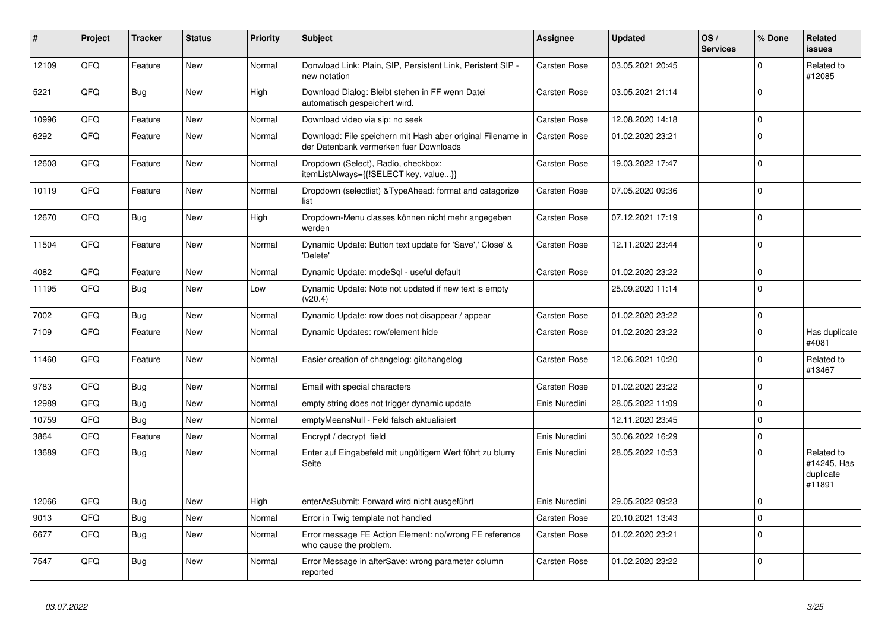| # | Project | Tracker | Status | Priority | Subject | Assignee | Updated | OS / Services | % Done | Related issues |
|---|---|---|---|---|---|---|---|---|---|---|
| 12109 | QFQ | Feature | New | Normal | Donwload Link: Plain, SIP, Persistent Link, Peristent SIP - new notation | Carsten Rose | 03.05.2021 20:45 | | 0 | Related to #12085 |
| 5221 | QFQ | Bug | New | High | Download Dialog: Bleibt stehen in FF wenn Datei automatisch gespeichert wird. | Carsten Rose | 03.05.2021 21:14 | | 0 | |
| 10996 | QFQ | Feature | New | Normal | Download video via sip: no seek | Carsten Rose | 12.08.2020 14:18 | | 0 | |
| 6292 | QFQ | Feature | New | Normal | Download: File speichern mit Hash aber original Filename in der Datenbank vermerken fuer Downloads | Carsten Rose | 01.02.2020 23:21 | | 0 | |
| 12603 | QFQ | Feature | New | Normal | Dropdown (Select), Radio, checkbox: itemListAlways={{!SELECT key, value...}} | Carsten Rose | 19.03.2022 17:47 | | 0 | |
| 10119 | QFQ | Feature | New | Normal | Dropdown (selectlist) &TypeAhead: format and catagorize list | Carsten Rose | 07.05.2020 09:36 | | 0 | |
| 12670 | QFQ | Bug | New | High | Dropdown-Menu classes können nicht mehr angegeben werden | Carsten Rose | 07.12.2021 17:19 | | 0 | |
| 11504 | QFQ | Feature | New | Normal | Dynamic Update: Button text update for 'Save',' Close' & 'Delete' | Carsten Rose | 12.11.2020 23:44 | | 0 | |
| 4082 | QFQ | Feature | New | Normal | Dynamic Update: modeSql - useful default | Carsten Rose | 01.02.2020 23:22 | | 0 | |
| 11195 | QFQ | Bug | New | Low | Dynamic Update: Note not updated if new text is empty (v20.4) | | 25.09.2020 11:14 | | 0 | |
| 7002 | QFQ | Bug | New | Normal | Dynamic Update: row does not disappear / appear | Carsten Rose | 01.02.2020 23:22 | | 0 | |
| 7109 | QFQ | Feature | New | Normal | Dynamic Updates: row/element hide | Carsten Rose | 01.02.2020 23:22 | | 0 | Has duplicate #4081 |
| 11460 | QFQ | Feature | New | Normal | Easier creation of changelog: gitchangelog | Carsten Rose | 12.06.2021 10:20 | | 0 | Related to #13467 |
| 9783 | QFQ | Bug | New | Normal | Email with special characters | Carsten Rose | 01.02.2020 23:22 | | 0 | |
| 12989 | QFQ | Bug | New | Normal | empty string does not trigger dynamic update | Enis Nuredini | 28.05.2022 11:09 | | 0 | |
| 10759 | QFQ | Bug | New | Normal | emptyMeansNull - Feld falsch aktualisiert | | 12.11.2020 23:45 | | 0 | |
| 3864 | QFQ | Feature | New | Normal | Encrypt / decrypt field | Enis Nuredini | 30.06.2022 16:29 | | 0 | |
| 13689 | QFQ | Bug | New | Normal | Enter auf Eingabefeld mit ungültigem Wert führt zu blurry Seite | Enis Nuredini | 28.05.2022 10:53 | | 0 | Related to #14245, Has duplicate #11891 |
| 12066 | QFQ | Bug | New | High | enterAsSubmit: Forward wird nicht ausgeführt | Enis Nuredini | 29.05.2022 09:23 | | 0 | |
| 9013 | QFQ | Bug | New | Normal | Error in Twig template not handled | Carsten Rose | 20.10.2021 13:43 | | 0 | |
| 6677 | QFQ | Bug | New | Normal | Error message FE Action Element: no/wrong FE reference who cause the problem. | Carsten Rose | 01.02.2020 23:21 | | 0 | |
| 7547 | QFQ | Bug | New | Normal | Error Message in afterSave: wrong parameter column reported | Carsten Rose | 01.02.2020 23:22 | | 0 | |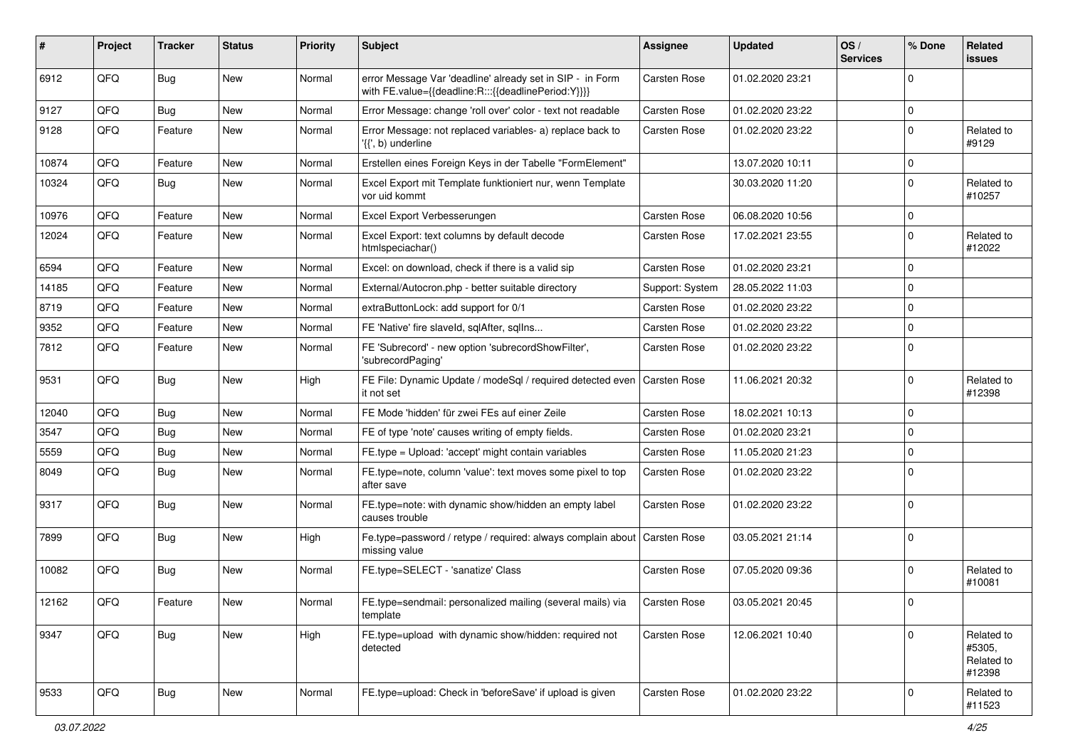| # | Project | Tracker | Status | Priority | Subject | Assignee | Updated | OS / Services | % Done | Related issues |
|---|---|---|---|---|---|---|---|---|---|---|
| 6912 | QFQ | Bug | New | Normal | error Message Var 'deadline' already set in SIP - in Form with FE.value={{deadline:R:::{{deadlinePeriod:Y}}}} | Carsten Rose | 01.02.2020 23:21 | | 0 | |
| 9127 | QFQ | Bug | New | Normal | Error Message: change 'roll over' color - text not readable | Carsten Rose | 01.02.2020 23:22 | | 0 | |
| 9128 | QFQ | Feature | New | Normal | Error Message: not replaced variables- a) replace back to '{{', b) underline | Carsten Rose | 01.02.2020 23:22 | | 0 | Related to #9129 |
| 10874 | QFQ | Feature | New | Normal | Erstellen eines Foreign Keys in der Tabelle "FormElement" | | 13.07.2020 10:11 | | 0 | |
| 10324 | QFQ | Bug | New | Normal | Excel Export mit Template funktioniert nur, wenn Template vor uid kommt | | 30.03.2020 11:20 | | 0 | Related to #10257 |
| 10976 | QFQ | Feature | New | Normal | Excel Export Verbesserungen | Carsten Rose | 06.08.2020 10:56 | | 0 | |
| 12024 | QFQ | Feature | New | Normal | Excel Export: text columns by default decode htmlspeciachar() | Carsten Rose | 17.02.2021 23:55 | | 0 | Related to #12022 |
| 6594 | QFQ | Feature | New | Normal | Excel: on download, check if there is a valid sip | Carsten Rose | 01.02.2020 23:21 | | 0 | |
| 14185 | QFQ | Feature | New | Normal | External/Autocron.php - better suitable directory | Support: System | 28.05.2022 11:03 | | 0 | |
| 8719 | QFQ | Feature | New | Normal | extraButtonLock: add support for 0/1 | Carsten Rose | 01.02.2020 23:22 | | 0 | |
| 9352 | QFQ | Feature | New | Normal | FE 'Native' fire slaveId, sqlAfter, sqlIns... | Carsten Rose | 01.02.2020 23:22 | | 0 | |
| 7812 | QFQ | Feature | New | Normal | FE 'Subrecord' - new option 'subrecordShowFilter', 'subrecordPaging' | Carsten Rose | 01.02.2020 23:22 | | 0 | |
| 9531 | QFQ | Bug | New | High | FE File: Dynamic Update / modeSql / required detected even it not set | Carsten Rose | 11.06.2021 20:32 | | 0 | Related to #12398 |
| 12040 | QFQ | Bug | New | Normal | FE Mode 'hidden' für zwei FEs auf einer Zeile | Carsten Rose | 18.02.2021 10:13 | | 0 | |
| 3547 | QFQ | Bug | New | Normal | FE of type 'note' causes writing of empty fields. | Carsten Rose | 01.02.2020 23:21 | | 0 | |
| 5559 | QFQ | Bug | New | Normal | FE.type = Upload: 'accept' might contain variables | Carsten Rose | 11.05.2020 21:23 | | 0 | |
| 8049 | QFQ | Bug | New | Normal | FE.type=note, column 'value': text moves some pixel to top after save | Carsten Rose | 01.02.2020 23:22 | | 0 | |
| 9317 | QFQ | Bug | New | Normal | FE.type=note: with dynamic show/hidden an empty label causes trouble | Carsten Rose | 01.02.2020 23:22 | | 0 | |
| 7899 | QFQ | Bug | New | High | Fe.type=password / retype / required: always complain about missing value | Carsten Rose | 03.05.2021 21:14 | | 0 | |
| 10082 | QFQ | Bug | New | Normal | FE.type=SELECT - 'sanatize' Class | Carsten Rose | 07.05.2020 09:36 | | 0 | Related to #10081 |
| 12162 | QFQ | Feature | New | Normal | FE.type=sendmail: personalized mailing (several mails) via template | Carsten Rose | 03.05.2021 20:45 | | 0 | |
| 9347 | QFQ | Bug | New | High | FE.type=upload with dynamic show/hidden: required not detected | Carsten Rose | 12.06.2021 10:40 | | 0 | Related to #5305, Related to #12398 |
| 9533 | QFQ | Bug | New | Normal | FE.type=upload: Check in 'beforeSave' if upload is given | Carsten Rose | 01.02.2020 23:22 | | 0 | Related to #11523 |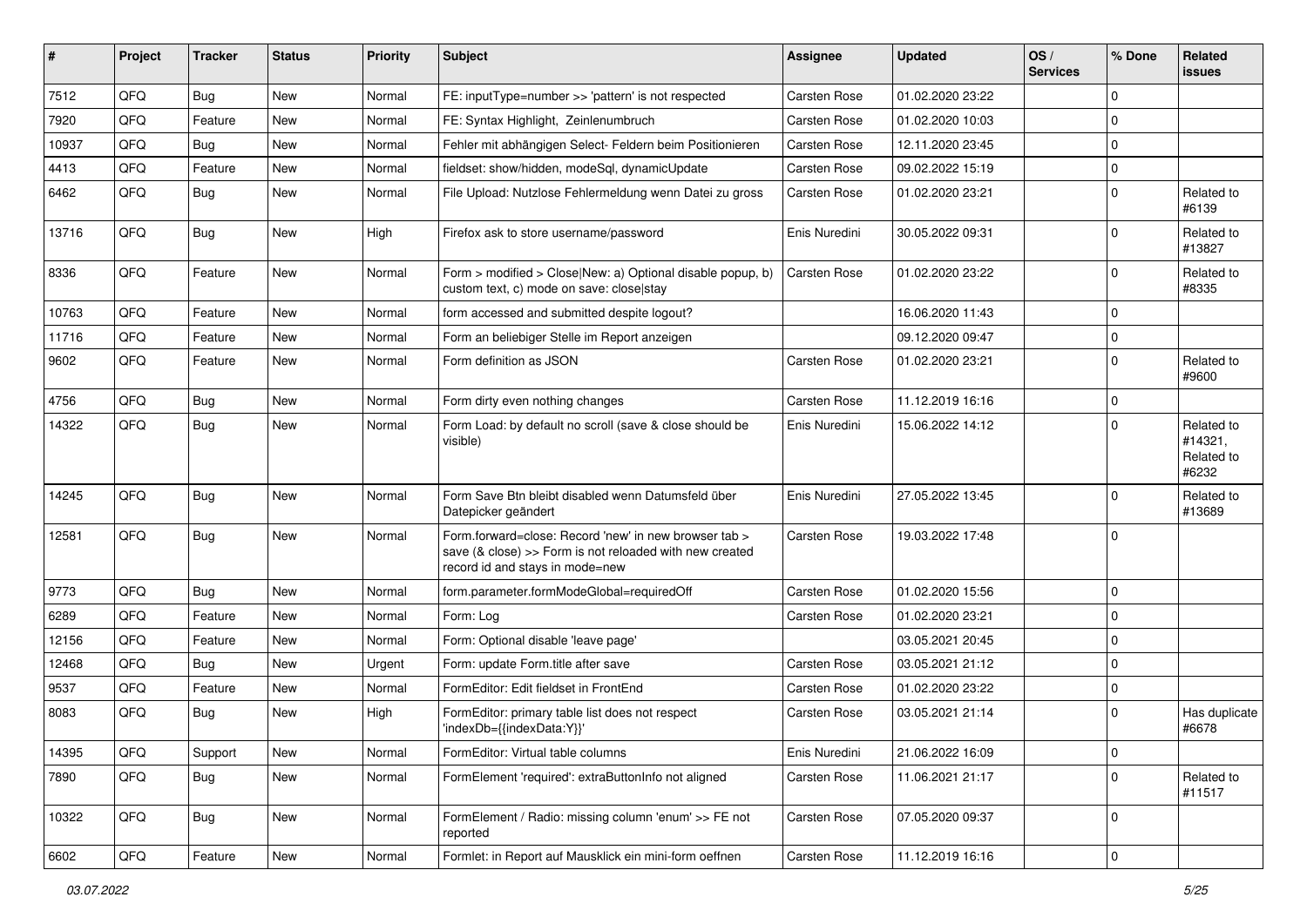| # | Project | Tracker | Status | Priority | Subject | Assignee | Updated | OS / Services | % Done | Related issues |
|---|---|---|---|---|---|---|---|---|---|---|
| 7512 | QFQ | Bug | New | Normal | FE: inputType=number >> 'pattern' is not respected | Carsten Rose | 01.02.2020 23:22 | | 0 | |
| 7920 | QFQ | Feature | New | Normal | FE: Syntax Highlight, Zeilenumbruch | Carsten Rose | 01.02.2020 10:03 | | 0 | |
| 10937 | QFQ | Bug | New | Normal | Fehler mit abhängigen Select- Feldern beim Positionieren | Carsten Rose | 12.11.2020 23:45 | | 0 | |
| 4413 | QFQ | Feature | New | Normal | fieldset: show/hidden, modeSql, dynamicUpdate | Carsten Rose | 09.02.2022 15:19 | | 0 | |
| 6462 | QFQ | Bug | New | Normal | File Upload: Nutzlose Fehlermeldung wenn Datei zu gross | Carsten Rose | 01.02.2020 23:21 | | 0 | Related to #6139 |
| 13716 | QFQ | Bug | New | High | Firefox ask to store username/password | Enis Nuredini | 30.05.2022 09:31 | | 0 | Related to #13827 |
| 8336 | QFQ | Feature | New | Normal | Form > modified > Close\|New: a) Optional disable popup, b) custom text, c) mode on save: close\|stay | Carsten Rose | 01.02.2020 23:22 | | 0 | Related to #8335 |
| 10763 | QFQ | Feature | New | Normal | form accessed and submitted despite logout? | | 16.06.2020 11:43 | | 0 | |
| 11716 | QFQ | Feature | New | Normal | Form an beliebiger Stelle im Report anzeigen | | 09.12.2020 09:47 | | 0 | |
| 9602 | QFQ | Feature | New | Normal | Form definition as JSON | Carsten Rose | 01.02.2020 23:21 | | 0 | Related to #9600 |
| 4756 | QFQ | Bug | New | Normal | Form dirty even nothing changes | Carsten Rose | 11.12.2019 16:16 | | 0 | |
| 14322 | QFQ | Bug | New | Normal | Form Load: by default no scroll (save & close should be visible) | Enis Nuredini | 15.06.2022 14:12 | | 0 | Related to #14321, Related to #6232 |
| 14245 | QFQ | Bug | New | Normal | Form Save Btn bleibt disabled wenn Datumsfeld über Datepicker geändert | Enis Nuredini | 27.05.2022 13:45 | | 0 | Related to #13689 |
| 12581 | QFQ | Bug | New | Normal | Form.forward=close: Record 'new' in new browser tab > save (& close) >> Form is not reloaded with new created record id and stays in mode=new | Carsten Rose | 19.03.2022 17:48 | | 0 | |
| 9773 | QFQ | Bug | New | Normal | form.parameter.formModeGlobal=requiredOff | Carsten Rose | 01.02.2020 15:56 | | 0 | |
| 6289 | QFQ | Feature | New | Normal | Form: Log | Carsten Rose | 01.02.2020 23:21 | | 0 | |
| 12156 | QFQ | Feature | New | Normal | Form: Optional disable 'leave page' | | 03.05.2021 20:45 | | 0 | |
| 12468 | QFQ | Bug | New | Urgent | Form: update Form.title after save | Carsten Rose | 03.05.2021 21:12 | | 0 | |
| 9537 | QFQ | Feature | New | Normal | FormEditor: Edit fieldset in FrontEnd | Carsten Rose | 01.02.2020 23:22 | | 0 | |
| 8083 | QFQ | Bug | New | High | FormEditor: primary table list does not respect 'indexDb={{indexData:Y}}' | Carsten Rose | 03.05.2021 21:14 | | 0 | Has duplicate #6678 |
| 14395 | QFQ | Support | New | Normal | FormEditor: Virtual table columns | Enis Nuredini | 21.06.2022 16:09 | | 0 | |
| 7890 | QFQ | Bug | New | Normal | FormElement 'required': extraButtonInfo not aligned | Carsten Rose | 11.06.2021 21:17 | | 0 | Related to #11517 |
| 10322 | QFQ | Bug | New | Normal | FormElement / Radio: missing column 'enum' >> FE not reported | Carsten Rose | 07.05.2020 09:37 | | 0 | |
| 6602 | QFQ | Feature | New | Normal | Formlet: in Report auf Mausklick ein mini-form oeffnen | Carsten Rose | 11.12.2019 16:16 | | 0 | |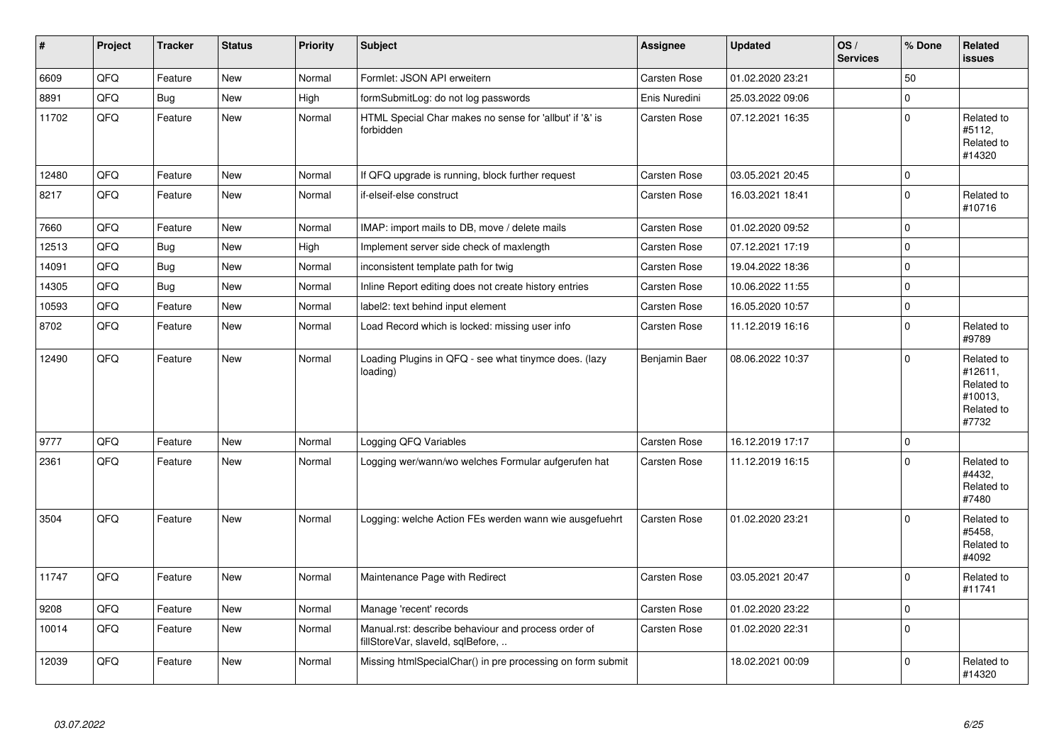| # | Project | Tracker | Status | Priority | Subject | Assignee | Updated | OS / Services | % Done | Related issues |
|---|---|---|---|---|---|---|---|---|---|---|
| 6609 | QFQ | Feature | New | Normal | Formlet: JSON API erweitern | Carsten Rose | 01.02.2020 23:21 | | 50 | |
| 8891 | QFQ | Bug | New | High | formSubmitLog: do not log passwords | Enis Nuredini | 25.03.2022 09:06 | | 0 | |
| 11702 | QFQ | Feature | New | Normal | HTML Special Char makes no sense for 'allbut' if '&' is forbidden | Carsten Rose | 07.12.2021 16:35 | | 0 | Related to #5112, Related to #14320 |
| 12480 | QFQ | Feature | New | Normal | If QFQ upgrade is running, block further request | Carsten Rose | 03.05.2021 20:45 | | 0 | |
| 8217 | QFQ | Feature | New | Normal | if-elseif-else construct | Carsten Rose | 16.03.2021 18:41 | | 0 | Related to #10716 |
| 7660 | QFQ | Feature | New | Normal | IMAP: import mails to DB, move / delete mails | Carsten Rose | 01.02.2020 09:52 | | 0 | |
| 12513 | QFQ | Bug | New | High | Implement server side check of maxlength | Carsten Rose | 07.12.2021 17:19 | | 0 | |
| 14091 | QFQ | Bug | New | Normal | inconsistent template path for twig | Carsten Rose | 19.04.2022 18:36 | | 0 | |
| 14305 | QFQ | Bug | New | Normal | Inline Report editing does not create history entries | Carsten Rose | 10.06.2022 11:55 | | 0 | |
| 10593 | QFQ | Feature | New | Normal | label2: text behind input element | Carsten Rose | 16.05.2020 10:57 | | 0 | |
| 8702 | QFQ | Feature | New | Normal | Load Record which is locked: missing user info | Carsten Rose | 11.12.2019 16:16 | | 0 | Related to #9789 |
| 12490 | QFQ | Feature | New | Normal | Loading Plugins in QFQ - see what tinymce does. (lazy loading) | Benjamin Baer | 08.06.2022 10:37 | | 0 | Related to #12611, Related to #10013, Related to #7732 |
| 9777 | QFQ | Feature | New | Normal | Logging QFQ Variables | Carsten Rose | 16.12.2019 17:17 | | 0 | |
| 2361 | QFQ | Feature | New | Normal | Logging wer/wann/wo welches Formular aufgerufen hat | Carsten Rose | 11.12.2019 16:15 | | 0 | Related to #4432, Related to #7480 |
| 3504 | QFQ | Feature | New | Normal | Logging: welche Action FEs werden wann wie ausgefuehrt | Carsten Rose | 01.02.2020 23:21 | | 0 | Related to #5458, Related to #4092 |
| 11747 | QFQ | Feature | New | Normal | Maintenance Page with Redirect | Carsten Rose | 03.05.2021 20:47 | | 0 | Related to #11741 |
| 9208 | QFQ | Feature | New | Normal | Manage 'recent' records | Carsten Rose | 01.02.2020 23:22 | | 0 | |
| 10014 | QFQ | Feature | New | Normal | Manual.rst: describe behaviour and process order of fillStoreVar, slaveId, sqlBefore, .. | Carsten Rose | 01.02.2020 22:31 | | 0 | |
| 12039 | QFQ | Feature | New | Normal | Missing htmlSpecialChar() in pre processing on form submit | | 18.02.2021 00:09 | | 0 | Related to #14320 |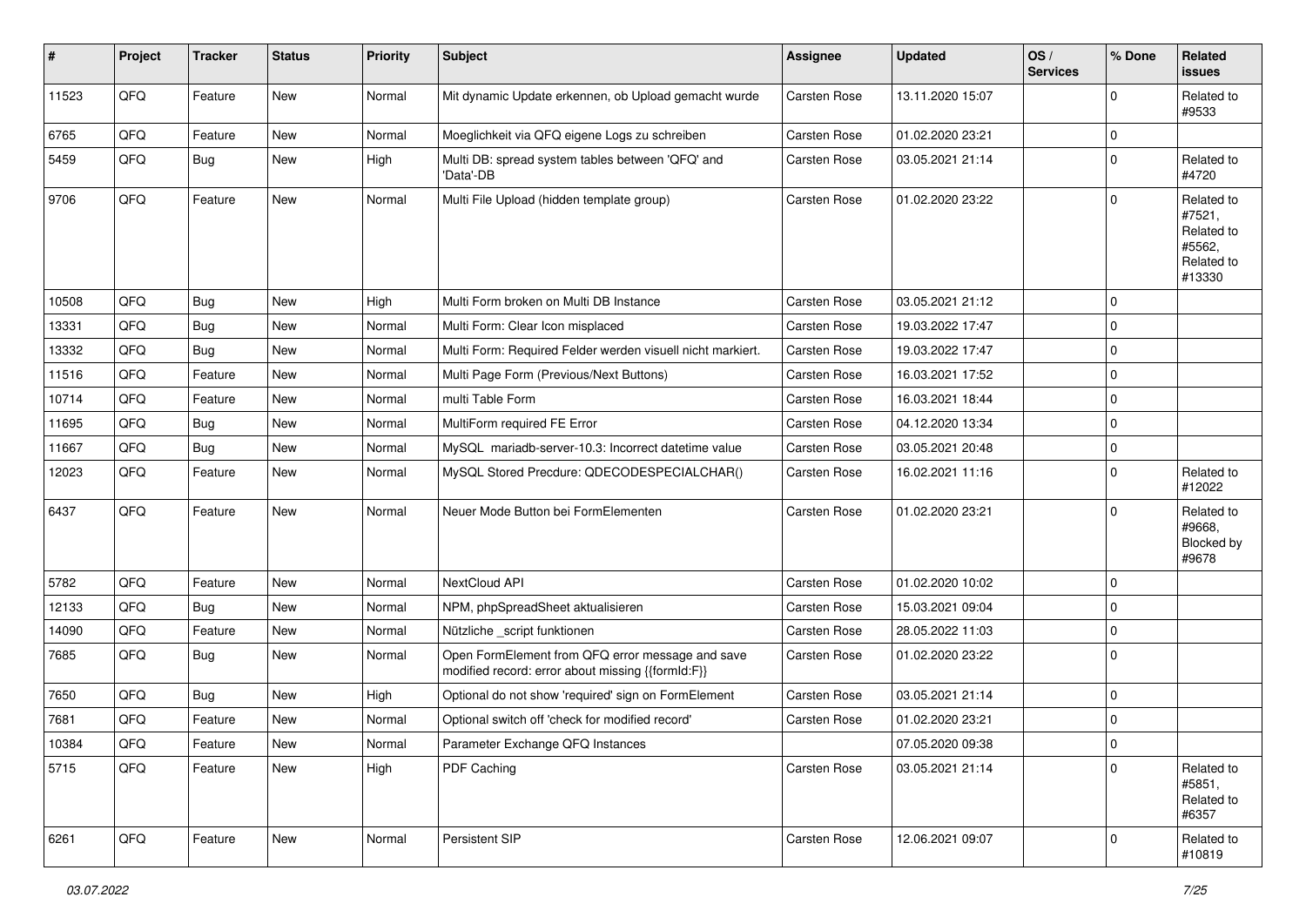| # | Project | Tracker | Status | Priority | Subject | Assignee | Updated | OS / Services | % Done | Related issues |
|---|---|---|---|---|---|---|---|---|---|---|
| 11523 | QFQ | Feature | New | Normal | Mit dynamic Update erkennen, ob Upload gemacht wurde | Carsten Rose | 13.11.2020 15:07 | | 0 | Related to #9533 |
| 6765 | QFQ | Feature | New | Normal | Moeglichkeit via QFQ eigene Logs zu schreiben | Carsten Rose | 01.02.2020 23:21 | | 0 | |
| 5459 | QFQ | Bug | New | High | Multi DB: spread system tables between 'QFQ' and 'Data'-DB | Carsten Rose | 03.05.2021 21:14 | | 0 | Related to #4720 |
| 9706 | QFQ | Feature | New | Normal | Multi File Upload (hidden template group) | Carsten Rose | 01.02.2020 23:22 | | 0 | Related to #7521, Related to #5562, Related to #13330 |
| 10508 | QFQ | Bug | New | High | Multi Form broken on Multi DB Instance | Carsten Rose | 03.05.2021 21:12 | | 0 | |
| 13331 | QFQ | Bug | New | Normal | Multi Form: Clear Icon misplaced | Carsten Rose | 19.03.2022 17:47 | | 0 | |
| 13332 | QFQ | Bug | New | Normal | Multi Form: Required Felder werden visuell nicht markiert. | Carsten Rose | 19.03.2022 17:47 | | 0 | |
| 11516 | QFQ | Feature | New | Normal | Multi Page Form (Previous/Next Buttons) | Carsten Rose | 16.03.2021 17:52 | | 0 | |
| 10714 | QFQ | Feature | New | Normal | multi Table Form | Carsten Rose | 16.03.2021 18:44 | | 0 | |
| 11695 | QFQ | Bug | New | Normal | MultiForm required FE Error | Carsten Rose | 04.12.2020 13:34 | | 0 | |
| 11667 | QFQ | Bug | New | Normal | MySQL mariadb-server-10.3: Incorrect datetime value | Carsten Rose | 03.05.2021 20:48 | | 0 | |
| 12023 | QFQ | Feature | New | Normal | MySQL Stored Precdure: QDECODESPECIALCHAR() | Carsten Rose | 16.02.2021 11:16 | | 0 | Related to #12022 |
| 6437 | QFQ | Feature | New | Normal | Neuer Mode Button bei FormElementen | Carsten Rose | 01.02.2020 23:21 | | 0 | Related to #9668, Blocked by #9678 |
| 5782 | QFQ | Feature | New | Normal | NextCloud API | Carsten Rose | 01.02.2020 10:02 | | 0 | |
| 12133 | QFQ | Bug | New | Normal | NPM, phpSpreadSheet aktualisieren | Carsten Rose | 15.03.2021 09:04 | | 0 | |
| 14090 | QFQ | Feature | New | Normal | Nützliche _script funktionen | Carsten Rose | 28.05.2022 11:03 | | 0 | |
| 7685 | QFQ | Bug | New | Normal | Open FormElement from QFQ error message and save modified record: error about missing {{formId:F}} | Carsten Rose | 01.02.2020 23:22 | | 0 | |
| 7650 | QFQ | Bug | New | High | Optional do not show 'required' sign on FormElement | Carsten Rose | 03.05.2021 21:14 | | 0 | |
| 7681 | QFQ | Feature | New | Normal | Optional switch off 'check for modified record' | Carsten Rose | 01.02.2020 23:21 | | 0 | |
| 10384 | QFQ | Feature | New | Normal | Parameter Exchange QFQ Instances | | 07.05.2020 09:38 | | 0 | |
| 5715 | QFQ | Feature | New | High | PDF Caching | Carsten Rose | 03.05.2021 21:14 | | 0 | Related to #5851, Related to #6357 |
| 6261 | QFQ | Feature | New | Normal | Persistent SIP | Carsten Rose | 12.06.2021 09:07 | | 0 | Related to #10819 |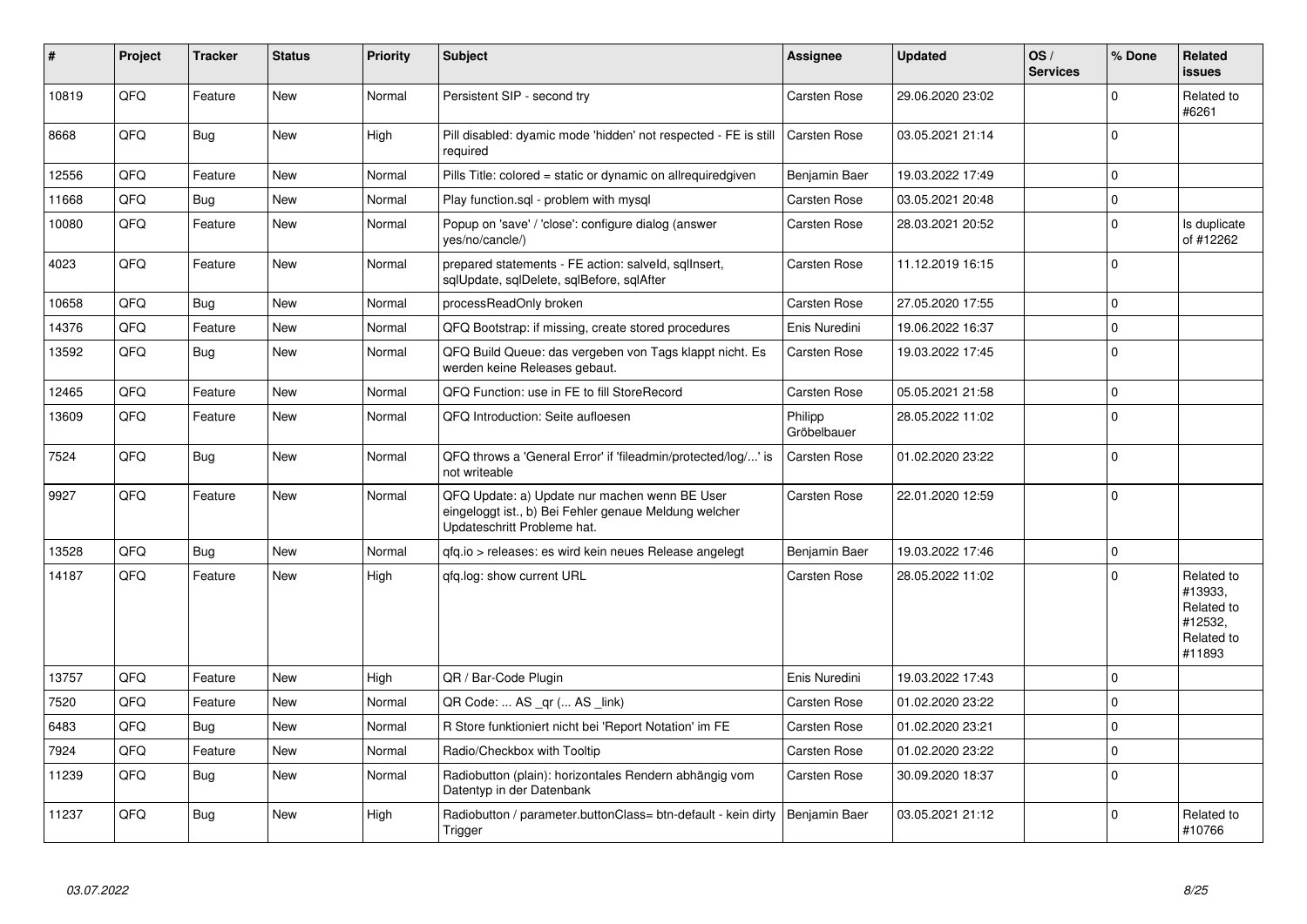| # | Project | Tracker | Status | Priority | Subject | Assignee | Updated | OS / Services | % Done | Related issues |
|---|---|---|---|---|---|---|---|---|---|---|
| 10819 | QFQ | Feature | New | Normal | Persistent SIP - second try | Carsten Rose | 29.06.2020 23:02 | | 0 | Related to #6261 |
| 8668 | QFQ | Bug | New | High | Pill disabled: dyamic mode 'hidden' not respected - FE is still required | Carsten Rose | 03.05.2021 21:14 | | 0 | |
| 12556 | QFQ | Feature | New | Normal | Pills Title: colored = static or dynamic on allrequiredgiven | Benjamin Baer | 19.03.2022 17:49 | | 0 | |
| 11668 | QFQ | Bug | New | Normal | Play function.sql - problem with mysql | Carsten Rose | 03.05.2021 20:48 | | 0 | |
| 10080 | QFQ | Feature | New | Normal | Popup on 'save' / 'close': configure dialog (answer yes/no/cancle/) | Carsten Rose | 28.03.2021 20:52 | | 0 | Is duplicate of #12262 |
| 4023 | QFQ | Feature | New | Normal | prepared statements - FE action: salveld, sqlInsert, sqlUpdate, sqlDelete, sqlBefore, sqlAfter | Carsten Rose | 11.12.2019 16:15 | | 0 | |
| 10658 | QFQ | Bug | New | Normal | processReadOnly broken | Carsten Rose | 27.05.2020 17:55 | | 0 | |
| 14376 | QFQ | Feature | New | Normal | QFQ Bootstrap: if missing, create stored procedures | Enis Nuredini | 19.06.2022 16:37 | | 0 | |
| 13592 | QFQ | Bug | New | Normal | QFQ Build Queue: das vergeben von Tags klappt nicht. Es werden keine Releases gebaut. | Carsten Rose | 19.03.2022 17:45 | | 0 | |
| 12465 | QFQ | Feature | New | Normal | QFQ Function: use in FE to fill StoreRecord | Carsten Rose | 05.05.2021 21:58 | | 0 | |
| 13609 | QFQ | Feature | New | Normal | QFQ Introduction: Seite aufloesen | Philipp Gröbelbauer | 28.05.2022 11:02 | | 0 | |
| 7524 | QFQ | Bug | New | Normal | QFQ throws a 'General Error' if 'fileadmin/protected/log/...' is not writeable | Carsten Rose | 01.02.2020 23:22 | | 0 | |
| 9927 | QFQ | Feature | New | Normal | QFQ Update: a) Update nur machen wenn BE User eingeloggt ist., b) Bei Fehler genaue Meldung welcher Updateschritt Probleme hat. | Carsten Rose | 22.01.2020 12:59 | | 0 | |
| 13528 | QFQ | Bug | New | Normal | qfq.io > releases: es wird kein neues Release angelegt | Benjamin Baer | 19.03.2022 17:46 | | 0 | |
| 14187 | QFQ | Feature | New | High | qfq.log: show current URL | Carsten Rose | 28.05.2022 11:02 | | 0 | Related to #13933, Related to #12532, Related to #11893 |
| 13757 | QFQ | Feature | New | High | QR / Bar-Code Plugin | Enis Nuredini | 19.03.2022 17:43 | | 0 | |
| 7520 | QFQ | Feature | New | Normal | QR Code: ... AS _qr (... AS _link) | Carsten Rose | 01.02.2020 23:22 | | 0 | |
| 6483 | QFQ | Bug | New | Normal | R Store funktioniert nicht bei 'Report Notation' im FE | Carsten Rose | 01.02.2020 23:21 | | 0 | |
| 7924 | QFQ | Feature | New | Normal | Radio/Checkbox with Tooltip | Carsten Rose | 01.02.2020 23:22 | | 0 | |
| 11239 | QFQ | Bug | New | Normal | Radiobutton (plain): horizontales Rendern abhängig vom Datentyp in der Datenbank | Carsten Rose | 30.09.2020 18:37 | | 0 | |
| 11237 | QFQ | Bug | New | High | Radiobutton / parameter.buttonClass= btn-default - kein dirty Trigger | Benjamin Baer | 03.05.2021 21:12 | | 0 | Related to #10766 |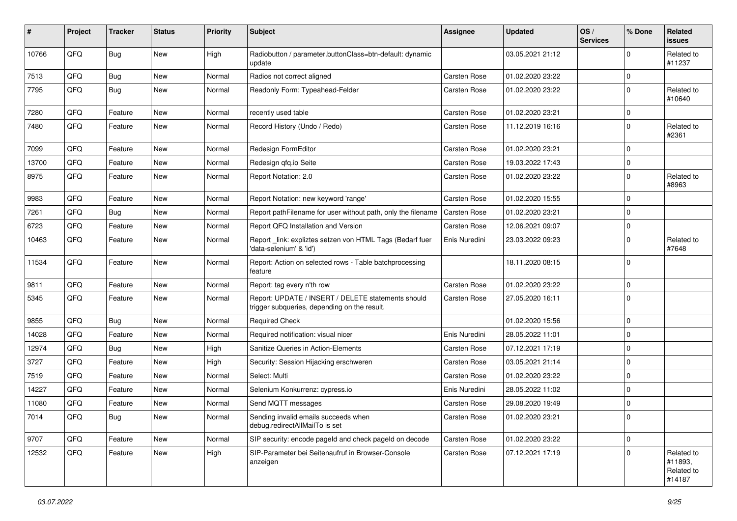| # | Project | Tracker | Status | Priority | Subject | Assignee | Updated | OS / Services | % Done | Related issues |
|---|---|---|---|---|---|---|---|---|---|---|
| 10766 | QFQ | Bug | New | High | Radiobutton / parameter.buttonClass=btn-default: dynamic update | | 03.05.2021 21:12 | | 0 | Related to #11237 |
| 7513 | QFQ | Bug | New | Normal | Radios not correct aligned | Carsten Rose | 01.02.2020 23:22 | | 0 | |
| 7795 | QFQ | Bug | New | Normal | Readonly Form: Typeahead-Felder | Carsten Rose | 01.02.2020 23:22 | | 0 | Related to #10640 |
| 7280 | QFQ | Feature | New | Normal | recently used table | Carsten Rose | 01.02.2020 23:21 | | 0 | |
| 7480 | QFQ | Feature | New | Normal | Record History (Undo / Redo) | Carsten Rose | 11.12.2019 16:16 | | 0 | Related to #2361 |
| 7099 | QFQ | Feature | New | Normal | Redesign FormEditor | Carsten Rose | 01.02.2020 23:21 | | 0 | |
| 13700 | QFQ | Feature | New | Normal | Redesign qfq.io Seite | Carsten Rose | 19.03.2022 17:43 | | 0 | |
| 8975 | QFQ | Feature | New | Normal | Report Notation: 2.0 | Carsten Rose | 01.02.2020 23:22 | | 0 | Related to #8963 |
| 9983 | QFQ | Feature | New | Normal | Report Notation: new keyword 'range' | Carsten Rose | 01.02.2020 15:55 | | 0 | |
| 7261 | QFQ | Bug | New | Normal | Report pathFilename for user without path, only the filename | Carsten Rose | 01.02.2020 23:21 | | 0 | |
| 6723 | QFQ | Feature | New | Normal | Report QFQ Installation and Version | Carsten Rose | 12.06.2021 09:07 | | 0 | |
| 10463 | QFQ | Feature | New | Normal | Report _link: expliztes setzen von HTML Tags (Bedarf fuer 'data-selenium' & 'id') | Enis Nuredini | 23.03.2022 09:23 | | 0 | Related to #7648 |
| 11534 | QFQ | Feature | New | Normal | Report: Action on selected rows - Table batchprocessing feature | | 18.11.2020 08:15 | | 0 | |
| 9811 | QFQ | Feature | New | Normal | Report: tag every n'th row | Carsten Rose | 01.02.2020 23:22 | | 0 | |
| 5345 | QFQ | Feature | New | Normal | Report: UPDATE / INSERT / DELETE statements should trigger subqueries, depending on the result. | Carsten Rose | 27.05.2020 16:11 | | 0 | |
| 9855 | QFQ | Bug | New | Normal | Required Check | | 01.02.2020 15:56 | | 0 | |
| 14028 | QFQ | Feature | New | Normal | Required notification: visual nicer | Enis Nuredini | 28.05.2022 11:01 | | 0 | |
| 12974 | QFQ | Bug | New | High | Sanitize Queries in Action-Elements | Carsten Rose | 07.12.2021 17:19 | | 0 | |
| 3727 | QFQ | Feature | New | High | Security: Session Hijacking erschweren | Carsten Rose | 03.05.2021 21:14 | | 0 | |
| 7519 | QFQ | Feature | New | Normal | Select: Multi | Carsten Rose | 01.02.2020 23:22 | | 0 | |
| 14227 | QFQ | Feature | New | Normal | Selenium Konkurrenz: cypress.io | Enis Nuredini | 28.05.2022 11:02 | | 0 | |
| 11080 | QFQ | Feature | New | Normal | Send MQTT messages | Carsten Rose | 29.08.2020 19:49 | | 0 | |
| 7014 | QFQ | Bug | New | Normal | Sending invalid emails succeeds when debug.redirectAllMailTo is set | Carsten Rose | 01.02.2020 23:21 | | 0 | |
| 9707 | QFQ | Feature | New | Normal | SIP security: encode pageId and check pageId on decode | Carsten Rose | 01.02.2020 23:22 | | 0 | |
| 12532 | QFQ | Feature | New | High | SIP-Parameter bei Seitenaufruf in Browser-Console anzeigen | Carsten Rose | 07.12.2021 17:19 | | 0 | Related to #11893, Related to #14187 |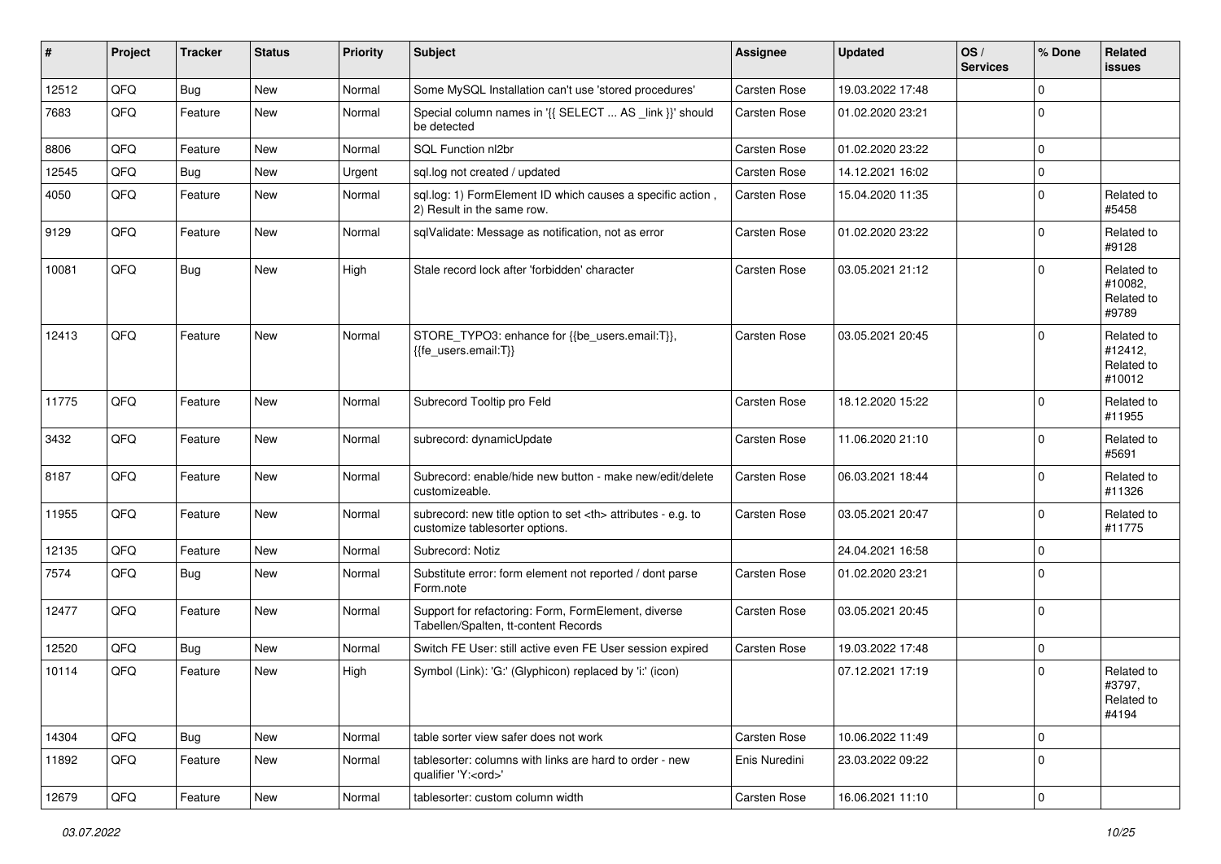| # | Project | Tracker | Status | Priority | Subject | Assignee | Updated | OS / Services | % Done | Related issues |
|---|---|---|---|---|---|---|---|---|---|---|
| 12512 | QFQ | Bug | New | Normal | Some MySQL Installation can't use 'stored procedures' | Carsten Rose | 19.03.2022 17:48 | | 0 | |
| 7683 | QFQ | Feature | New | Normal | Special column names in '{{ SELECT ... AS _link }}' should be detected | Carsten Rose | 01.02.2020 23:21 | | 0 | |
| 8806 | QFQ | Feature | New | Normal | SQL Function nl2br | Carsten Rose | 01.02.2020 23:22 | | 0 | |
| 12545 | QFQ | Bug | New | Urgent | sql.log not created / updated | Carsten Rose | 14.12.2021 16:02 | | 0 | |
| 4050 | QFQ | Feature | New | Normal | sql.log: 1) FormElement ID which causes a specific action , 2) Result in the same row. | Carsten Rose | 15.04.2020 11:35 | | 0 | Related to #5458 |
| 9129 | QFQ | Feature | New | Normal | sqlValidate: Message as notification, not as error | Carsten Rose | 01.02.2020 23:22 | | 0 | Related to #9128 |
| 10081 | QFQ | Bug | New | High | Stale record lock after 'forbidden' character | Carsten Rose | 03.05.2021 21:12 | | 0 | Related to #10082, Related to #9789 |
| 12413 | QFQ | Feature | New | Normal | STORE_TYPO3: enhance for {{be_users.email:T}}, {{fe_users.email:T}} | Carsten Rose | 03.05.2021 20:45 | | 0 | Related to #12412, Related to #10012 |
| 11775 | QFQ | Feature | New | Normal | Subrecord Tooltip pro Feld | Carsten Rose | 18.12.2020 15:22 | | 0 | Related to #11955 |
| 3432 | QFQ | Feature | New | Normal | subrecord: dynamicUpdate | Carsten Rose | 11.06.2020 21:10 | | 0 | Related to #5691 |
| 8187 | QFQ | Feature | New | Normal | Subrecord: enable/hide new button - make new/edit/delete customizeable. | Carsten Rose | 06.03.2021 18:44 | | 0 | Related to #11326 |
| 11955 | QFQ | Feature | New | Normal | subrecord: new title option to set <th> attributes - e.g. to customize tablesorter options. | Carsten Rose | 03.05.2021 20:47 | | 0 | Related to #11775 |
| 12135 | QFQ | Feature | New | Normal | Subrecord: Notiz | | 24.04.2021 16:58 | | 0 | |
| 7574 | QFQ | Bug | New | Normal | Substitute error: form element not reported / dont parse Form.note | Carsten Rose | 01.02.2020 23:21 | | 0 | |
| 12477 | QFQ | Feature | New | Normal | Support for refactoring: Form, FormElement, diverse Tabellen/Spalten, tt-content Records | Carsten Rose | 03.05.2021 20:45 | | 0 | |
| 12520 | QFQ | Bug | New | Normal | Switch FE User: still active even FE User session expired | Carsten Rose | 19.03.2022 17:48 | | 0 | |
| 10114 | QFQ | Feature | New | High | Symbol (Link): 'G:' (Glyphicon) replaced by 'i:' (icon) | | 07.12.2021 17:19 | | 0 | Related to #3797, Related to #4194 |
| 14304 | QFQ | Bug | New | Normal | table sorter view safer does not work | Carsten Rose | 10.06.2022 11:49 | | 0 | |
| 11892 | QFQ | Feature | New | Normal | tablesorter: columns with links are hard to order - new qualifier 'Y:<ord>' | Enis Nuredini | 23.03.2022 09:22 | | 0 | |
| 12679 | QFQ | Feature | New | Normal | tablesorter: custom column width | Carsten Rose | 16.06.2021 11:10 | | 0 | |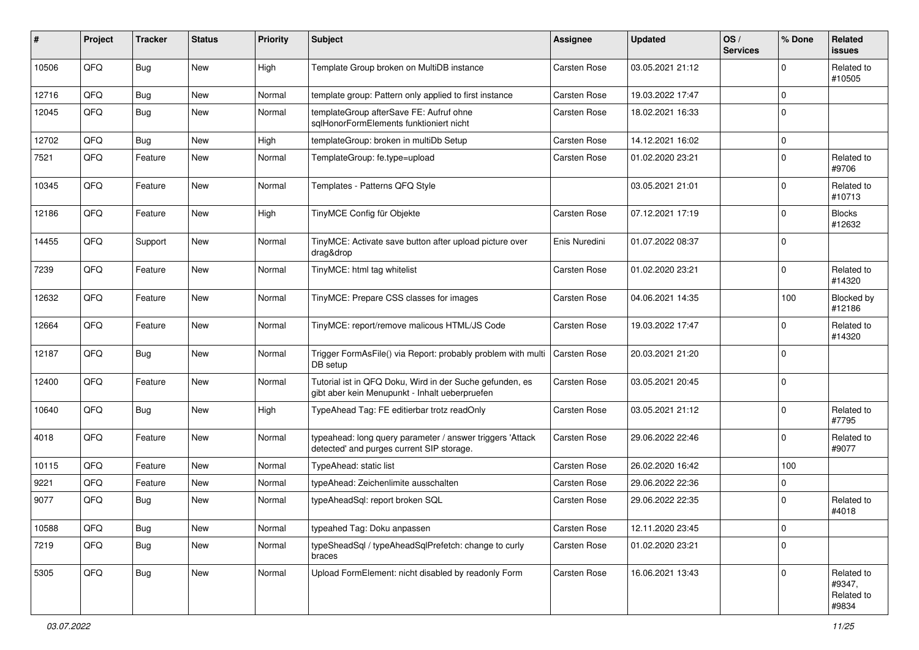| # | Project | Tracker | Status | Priority | Subject | Assignee | Updated | OS / Services | % Done | Related issues |
|---|---|---|---|---|---|---|---|---|---|---|
| 10506 | QFQ | Bug | New | High | Template Group broken on MultiDB instance | Carsten Rose | 03.05.2021 21:12 | | 0 | Related to #10505 |
| 12716 | QFQ | Bug | New | Normal | template group: Pattern only applied to first instance | Carsten Rose | 19.03.2022 17:47 | | 0 | |
| 12045 | QFQ | Bug | New | Normal | templateGroup afterSave FE: Aufruf ohne sqlHonorFormElements funktioniert nicht | Carsten Rose | 18.02.2021 16:33 | | 0 | |
| 12702 | QFQ | Bug | New | High | templateGroup: broken in multiDb Setup | Carsten Rose | 14.12.2021 16:02 | | 0 | |
| 7521 | QFQ | Feature | New | Normal | TemplateGroup: fe.type=upload | Carsten Rose | 01.02.2020 23:21 | | 0 | Related to #9706 |
| 10345 | QFQ | Feature | New | Normal | Templates - Patterns QFQ Style | | 03.05.2021 21:01 | | 0 | Related to #10713 |
| 12186 | QFQ | Feature | New | High | TinyMCE Config für Objekte | Carsten Rose | 07.12.2021 17:19 | | 0 | Blocks #12632 |
| 14455 | QFQ | Support | New | Normal | TinyMCE: Activate save button after upload picture over drag&drop | Enis Nuredini | 01.07.2022 08:37 | | 0 | |
| 7239 | QFQ | Feature | New | Normal | TinyMCE: html tag whitelist | Carsten Rose | 01.02.2020 23:21 | | 0 | Related to #14320 |
| 12632 | QFQ | Feature | New | Normal | TinyMCE: Prepare CSS classes for images | Carsten Rose | 04.06.2021 14:35 | | 100 | Blocked by #12186 |
| 12664 | QFQ | Feature | New | Normal | TinyMCE: report/remove malicous HTML/JS Code | Carsten Rose | 19.03.2022 17:47 | | 0 | Related to #14320 |
| 12187 | QFQ | Bug | New | Normal | Trigger FormAsFile() via Report: probably problem with multi DB setup | Carsten Rose | 20.03.2021 21:20 | | 0 | |
| 12400 | QFQ | Feature | New | Normal | Tutorial ist in QFQ Doku, Wird in der Suche gefunden, es gibt aber kein Menupunkt - Inhalt ueberpruefen | Carsten Rose | 03.05.2021 20:45 | | 0 | |
| 10640 | QFQ | Bug | New | High | TypeAhead Tag: FE editierbar trotz readOnly | Carsten Rose | 03.05.2021 21:12 | | 0 | Related to #7795 |
| 4018 | QFQ | Feature | New | Normal | typeahead: long query parameter / answer triggers 'Attack detected' and purges current SIP storage. | Carsten Rose | 29.06.2022 22:46 | | 0 | Related to #9077 |
| 10115 | QFQ | Feature | New | Normal | TypeAhead: static list | Carsten Rose | 26.02.2020 16:42 | | 100 | |
| 9221 | QFQ | Feature | New | Normal | typeAhead: Zeichenlimite ausschalten | Carsten Rose | 29.06.2022 22:36 | | 0 | |
| 9077 | QFQ | Bug | New | Normal | typeAheadSql: report broken SQL | Carsten Rose | 29.06.2022 22:35 | | 0 | Related to #4018 |
| 10588 | QFQ | Bug | New | Normal | typeahed Tag: Doku anpassen | Carsten Rose | 12.11.2020 23:45 | | 0 | |
| 7219 | QFQ | Bug | New | Normal | typeSheadSql / typeAheadSqlPrefetch: change to curly braces | Carsten Rose | 01.02.2020 23:21 | | 0 | |
| 5305 | QFQ | Bug | New | Normal | Upload FormElement: nicht disabled by readonly Form | Carsten Rose | 16.06.2021 13:43 | | 0 | Related to #9347, Related to #9834 |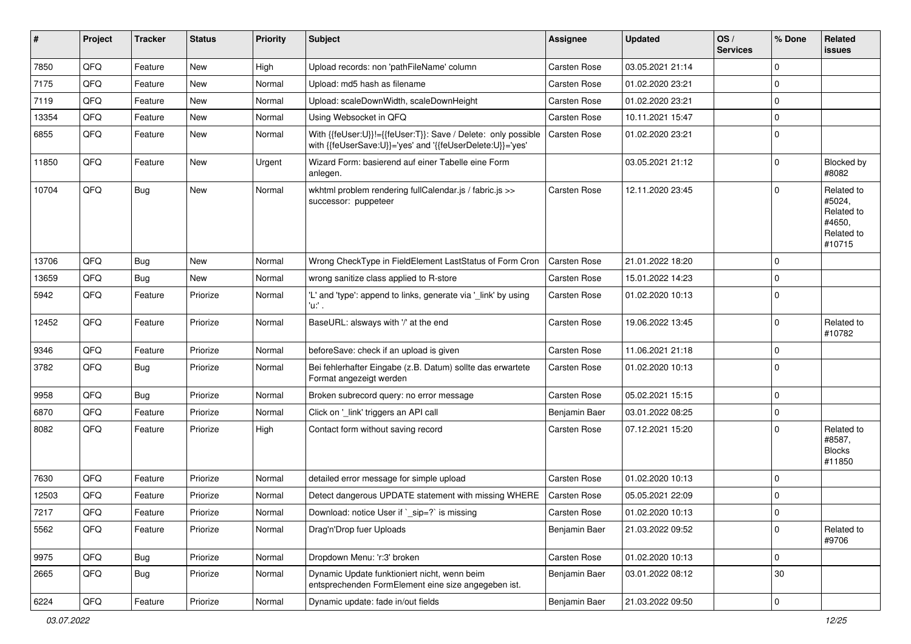| # | Project | Tracker | Status | Priority | Subject | Assignee | Updated | OS / Services | % Done | Related issues |
|---|---|---|---|---|---|---|---|---|---|---|
| 7850 | QFQ | Feature | New | High | Upload records: non 'pathFileName' column | Carsten Rose | 03.05.2021 21:14 | | 0 | |
| 7175 | QFQ | Feature | New | Normal | Upload: md5 hash as filename | Carsten Rose | 01.02.2020 23:21 | | 0 | |
| 7119 | QFQ | Feature | New | Normal | Upload: scaleDownWidth, scaleDownHeight | Carsten Rose | 01.02.2020 23:21 | | 0 | |
| 13354 | QFQ | Feature | New | Normal | Using Websocket in QFQ | Carsten Rose | 10.11.2021 15:47 | | 0 | |
| 6855 | QFQ | Feature | New | Normal | With {{feUser:U}}!={{feUser:T}}: Save / Delete: only possible with {{feUserSave:U}}='yes' and '{{feUserDelete:U}}='yes' | Carsten Rose | 01.02.2020 23:21 | | 0 | |
| 11850 | QFQ | Feature | New | Urgent | Wizard Form: basierend auf einer Tabelle eine Form anlegen. | | 03.05.2021 21:12 | | 0 | Blocked by #8082 |
| 10704 | QFQ | Bug | New | Normal | wkhtml problem rendering fullCalendar.js / fabric.js >> successor: puppeteer | Carsten Rose | 12.11.2020 23:45 | | 0 | Related to #5024, Related to #4650, Related to #10715 |
| 13706 | QFQ | Bug | New | Normal | Wrong CheckType in FieldElement LastStatus of Form Cron | Carsten Rose | 21.01.2022 18:20 | | 0 | |
| 13659 | QFQ | Bug | New | Normal | wrong sanitize class applied to R-store | Carsten Rose | 15.01.2022 14:23 | | 0 | |
| 5942 | QFQ | Feature | Priorize | Normal | 'L' and 'type': append to links, generate via '_link' by using 'u:' . | Carsten Rose | 01.02.2020 10:13 | | 0 | |
| 12452 | QFQ | Feature | Priorize | Normal | BaseURL: alsways with '/' at the end | Carsten Rose | 19.06.2022 13:45 | | 0 | Related to #10782 |
| 9346 | QFQ | Feature | Priorize | Normal | beforeSave: check if an upload is given | Carsten Rose | 11.06.2021 21:18 | | 0 | |
| 3782 | QFQ | Bug | Priorize | Normal | Bei fehlerhafter Eingabe (z.B. Datum) sollte das erwartete Format angezeigt werden | Carsten Rose | 01.02.2020 10:13 | | 0 | |
| 9958 | QFQ | Bug | Priorize | Normal | Broken subrecord query: no error message | Carsten Rose | 05.02.2021 15:15 | | 0 | |
| 6870 | QFQ | Feature | Priorize | Normal | Click on '_link' triggers an API call | Benjamin Baer | 03.01.2022 08:25 | | 0 | |
| 8082 | QFQ | Feature | Priorize | High | Contact form without saving record | Carsten Rose | 07.12.2021 15:20 | | 0 | Related to #8587, Blocks #11850 |
| 7630 | QFQ | Feature | Priorize | Normal | detailed error message for simple upload | Carsten Rose | 01.02.2020 10:13 | | 0 | |
| 12503 | QFQ | Feature | Priorize | Normal | Detect dangerous UPDATE statement with missing WHERE | Carsten Rose | 05.05.2021 22:09 | | 0 | |
| 7217 | QFQ | Feature | Priorize | Normal | Download: notice User if `_sip=?` is missing | Carsten Rose | 01.02.2020 10:13 | | 0 | |
| 5562 | QFQ | Feature | Priorize | Normal | Drag'n'Drop fuer Uploads | Benjamin Baer | 21.03.2022 09:52 | | 0 | Related to #9706 |
| 9975 | QFQ | Bug | Priorize | Normal | Dropdown Menu: 'r:3' broken | Carsten Rose | 01.02.2020 10:13 | | 0 | |
| 2665 | QFQ | Bug | Priorize | Normal | Dynamic Update funktioniert nicht, wenn beim entsprechenden FormElement eine size angegeben ist. | Benjamin Baer | 03.01.2022 08:12 | | 30 | |
| 6224 | QFQ | Feature | Priorize | Normal | Dynamic update: fade in/out fields | Benjamin Baer | 21.03.2022 09:50 | | 0 | |

*03.07.2022*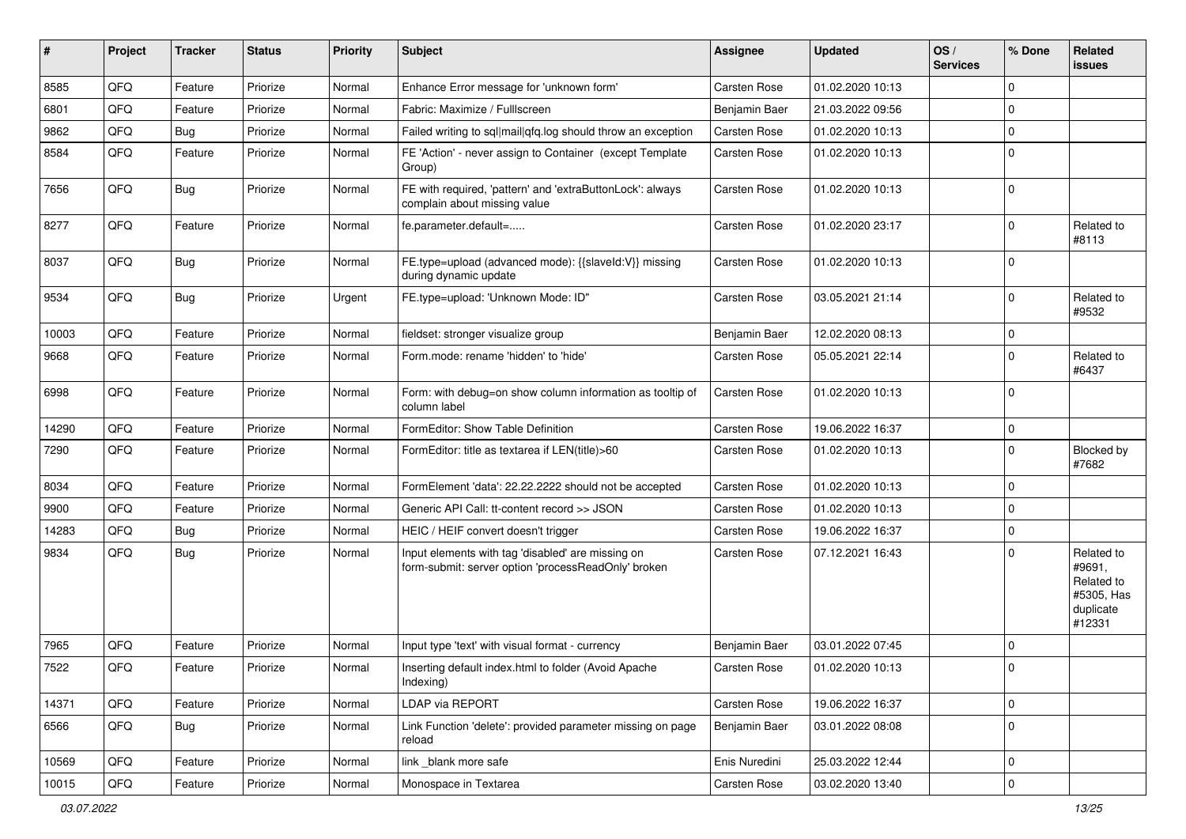| # | Project | Tracker | Status | Priority | Subject | Assignee | Updated | OS / Services | % Done | Related issues |
|---|---|---|---|---|---|---|---|---|---|---|
| 8585 | QFQ | Feature | Priorize | Normal | Enhance Error message for 'unknown form' | Carsten Rose | 01.02.2020 10:13 | | 0 | |
| 6801 | QFQ | Feature | Priorize | Normal | Fabric: Maximize / Fulllscreen | Benjamin Baer | 21.03.2022 09:56 | | 0 | |
| 9862 | QFQ | Bug | Priorize | Normal | Failed writing to sql\|mail\|qfq.log should throw an exception | Carsten Rose | 01.02.2020 10:13 | | 0 | |
| 8584 | QFQ | Feature | Priorize | Normal | FE 'Action' - never assign to Container (except Template Group) | Carsten Rose | 01.02.2020 10:13 | | 0 | |
| 7656 | QFQ | Bug | Priorize | Normal | FE with required, 'pattern' and 'extraButtonLock': always complain about missing value | Carsten Rose | 01.02.2020 10:13 | | 0 | |
| 8277 | QFQ | Feature | Priorize | Normal | fe.parameter.default=..... | Carsten Rose | 01.02.2020 23:17 | | 0 | Related to #8113 |
| 8037 | QFQ | Bug | Priorize | Normal | FE.type=upload (advanced mode): {{slaveId:V}} missing during dynamic update | Carsten Rose | 01.02.2020 10:13 | | 0 | |
| 9534 | QFQ | Bug | Priorize | Urgent | FE.type=upload: 'Unknown Mode: ID" | Carsten Rose | 03.05.2021 21:14 | | 0 | Related to #9532 |
| 10003 | QFQ | Feature | Priorize | Normal | fieldset: stronger visualize group | Benjamin Baer | 12.02.2020 08:13 | | 0 | |
| 9668 | QFQ | Feature | Priorize | Normal | Form.mode: rename 'hidden' to 'hide' | Carsten Rose | 05.05.2021 22:14 | | 0 | Related to #6437 |
| 6998 | QFQ | Feature | Priorize | Normal | Form: with debug=on show column information as tooltip of column label | Carsten Rose | 01.02.2020 10:13 | | 0 | |
| 14290 | QFQ | Feature | Priorize | Normal | FormEditor: Show Table Definition | Carsten Rose | 19.06.2022 16:37 | | 0 | |
| 7290 | QFQ | Feature | Priorize | Normal | FormEditor: title as textarea if LEN(title)>60 | Carsten Rose | 01.02.2020 10:13 | | 0 | Blocked by #7682 |
| 8034 | QFQ | Feature | Priorize | Normal | FormElement 'data': 22.22.2222 should not be accepted | Carsten Rose | 01.02.2020 10:13 | | 0 | |
| 9900 | QFQ | Feature | Priorize | Normal | Generic API Call: tt-content record >> JSON | Carsten Rose | 01.02.2020 10:13 | | 0 | |
| 14283 | QFQ | Bug | Priorize | Normal | HEIC / HEIF convert doesn't trigger | Carsten Rose | 19.06.2022 16:37 | | 0 | |
| 9834 | QFQ | Bug | Priorize | Normal | Input elements with tag 'disabled' are missing on form-submit: server option 'processReadOnly' broken | Carsten Rose | 07.12.2021 16:43 | | 0 | Related to #9691, Related to #5305, Has duplicate #12331 |
| 7965 | QFQ | Feature | Priorize | Normal | Input type 'text' with visual format - currency | Benjamin Baer | 03.01.2022 07:45 | | 0 | |
| 7522 | QFQ | Feature | Priorize | Normal | Inserting default index.html to folder (Avoid Apache Indexing) | Carsten Rose | 01.02.2020 10:13 | | 0 | |
| 14371 | QFQ | Feature | Priorize | Normal | LDAP via REPORT | Carsten Rose | 19.06.2022 16:37 | | 0 | |
| 6566 | QFQ | Bug | Priorize | Normal | Link Function 'delete': provided parameter missing on page reload | Benjamin Baer | 03.01.2022 08:08 | | 0 | |
| 10569 | QFQ | Feature | Priorize | Normal | link _blank more safe | Enis Nuredini | 25.03.2022 12:44 | | 0 | |
| 10015 | QFQ | Feature | Priorize | Normal | Monospace in Textarea | Carsten Rose | 03.02.2020 13:40 | | 0 | |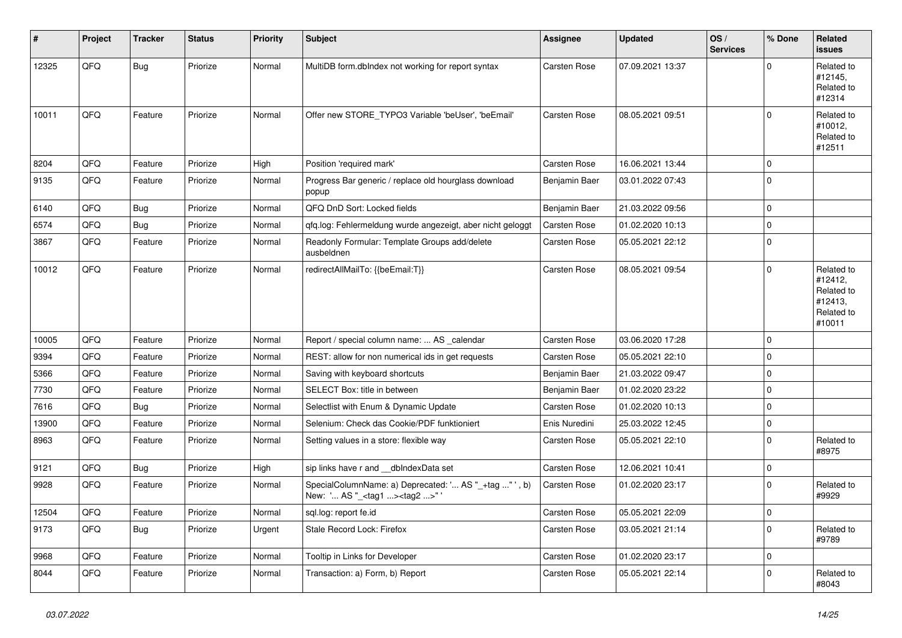| # | Project | Tracker | Status | Priority | Subject | Assignee | Updated | OS / Services | % Done | Related issues |
|---|---|---|---|---|---|---|---|---|---|---|
| 12325 | QFQ | Bug | Priorize | Normal | MultiDB form.dbIndex not working for report syntax | Carsten Rose | 07.09.2021 13:37 | | 0 | Related to #12145, Related to #12314 |
| 10011 | QFQ | Feature | Priorize | Normal | Offer new STORE_TYPO3 Variable 'beUser', 'beEmail' | Carsten Rose | 08.05.2021 09:51 | | 0 | Related to #10012, Related to #12511 |
| 8204 | QFQ | Feature | Priorize | High | Position 'required mark' | Carsten Rose | 16.06.2021 13:44 | | 0 | |
| 9135 | QFQ | Feature | Priorize | Normal | Progress Bar generic / replace old hourglass download popup | Benjamin Baer | 03.01.2022 07:43 | | 0 | |
| 6140 | QFQ | Bug | Priorize | Normal | QFQ DnD Sort: Locked fields | Benjamin Baer | 21.03.2022 09:56 | | 0 | |
| 6574 | QFQ | Bug | Priorize | Normal | qfq.log: Fehlermeldung wurde angezeigt, aber nicht geloggt | Carsten Rose | 01.02.2020 10:13 | | 0 | |
| 3867 | QFQ | Feature | Priorize | Normal | Readonly Formular: Template Groups add/delete ausbeldnen | Carsten Rose | 05.05.2021 22:12 | | 0 | |
| 10012 | QFQ | Feature | Priorize | Normal | redirectAllMailTo: {{beEmail:T}} | Carsten Rose | 08.05.2021 09:54 | | 0 | Related to #12412, Related to #12413, Related to #10011 |
| 10005 | QFQ | Feature | Priorize | Normal | Report / special column name: ... AS _calendar | Carsten Rose | 03.06.2020 17:28 | | 0 | |
| 9394 | QFQ | Feature | Priorize | Normal | REST: allow for non numerical ids in get requests | Carsten Rose | 05.05.2021 22:10 | | 0 | |
| 5366 | QFQ | Feature | Priorize | Normal | Saving with keyboard shortcuts | Benjamin Baer | 21.03.2022 09:47 | | 0 | |
| 7730 | QFQ | Feature | Priorize | Normal | SELECT Box: title in between | Benjamin Baer | 01.02.2020 23:22 | | 0 | |
| 7616 | QFQ | Bug | Priorize | Normal | Selectlist with Enum & Dynamic Update | Carsten Rose | 01.02.2020 10:13 | | 0 | |
| 13900 | QFQ | Feature | Priorize | Normal | Selenium: Check das Cookie/PDF funktioniert | Enis Nuredini | 25.03.2022 12:45 | | 0 | |
| 8963 | QFQ | Feature | Priorize | Normal | Setting values in a store: flexible way | Carsten Rose | 05.05.2021 22:10 | | 0 | Related to #8975 |
| 9121 | QFQ | Bug | Priorize | High | sip links have r and __dbIndexData set | Carsten Rose | 12.06.2021 10:41 | | 0 | |
| 9928 | QFQ | Feature | Priorize | Normal | SpecialColumnName: a) Deprecated: '... AS "_+tag ..." ', b) New: '... AS "_<tag1 ...><tag2 ...>" ' | Carsten Rose | 01.02.2020 23:17 | | 0 | Related to #9929 |
| 12504 | QFQ | Feature | Priorize | Normal | sql.log: report fe.id | Carsten Rose | 05.05.2021 22:09 | | 0 | |
| 9173 | QFQ | Bug | Priorize | Urgent | Stale Record Lock: Firefox | Carsten Rose | 03.05.2021 21:14 | | 0 | Related to #9789 |
| 9968 | QFQ | Feature | Priorize | Normal | Tooltip in Links for Developer | Carsten Rose | 01.02.2020 23:17 | | 0 | |
| 8044 | QFQ | Feature | Priorize | Normal | Transaction: a) Form, b) Report | Carsten Rose | 05.05.2021 22:14 | | 0 | Related to #8043 |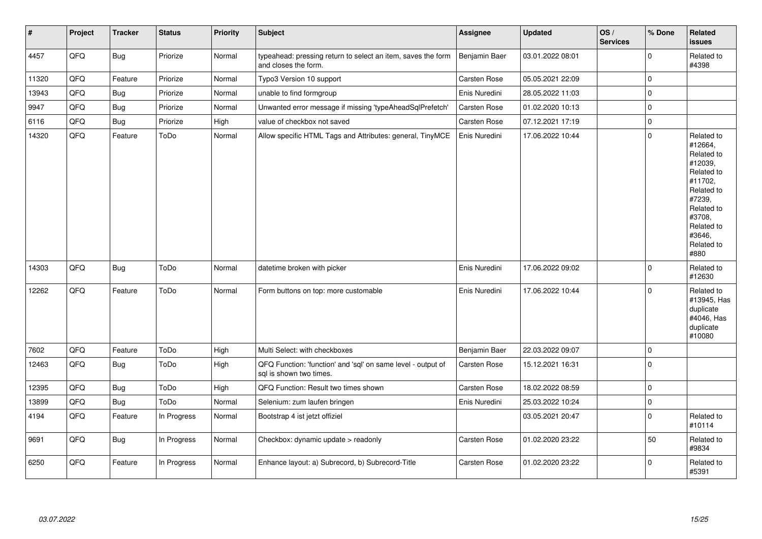| # | Project | Tracker | Status | Priority | Subject | Assignee | Updated | OS / Services | % Done | Related issues |
|---|---|---|---|---|---|---|---|---|---|---|
| 4457 | QFQ | Bug | Priorize | Normal | typeahead: pressing return to select an item, saves the form and closes the form. | Benjamin Baer | 03.01.2022 08:01 | | 0 | Related to #4398 |
| 11320 | QFQ | Feature | Priorize | Normal | Typo3 Version 10 support | Carsten Rose | 05.05.2021 22:09 | | 0 | |
| 13943 | QFQ | Bug | Priorize | Normal | unable to find formgroup | Enis Nuredini | 28.05.2022 11:03 | | 0 | |
| 9947 | QFQ | Bug | Priorize | Normal | Unwanted error message if missing 'typeAheadSqlPrefetch' | Carsten Rose | 01.02.2020 10:13 | | 0 | |
| 6116 | QFQ | Bug | Priorize | High | value of checkbox not saved | Carsten Rose | 07.12.2021 17:19 | | 0 | |
| 14320 | QFQ | Feature | ToDo | Normal | Allow specific HTML Tags and Attributes: general, TinyMCE | Enis Nuredini | 17.06.2022 10:44 | | 0 | Related to #12664, Related to #12039, Related to #11702, Related to #7239, Related to #3708, Related to #3646, Related to #880 |
| 14303 | QFQ | Bug | ToDo | Normal | datetime broken with picker | Enis Nuredini | 17.06.2022 09:02 | | 0 | Related to #12630 |
| 12262 | QFQ | Feature | ToDo | Normal | Form buttons on top: more customable | Enis Nuredini | 17.06.2022 10:44 | | 0 | Related to #13945, Has duplicate #4046, Has duplicate #10080 |
| 7602 | QFQ | Feature | ToDo | High | Multi Select: with checkboxes | Benjamin Baer | 22.03.2022 09:07 | | 0 | |
| 12463 | QFQ | Bug | ToDo | High | QFQ Function: 'function' and 'sql' on same level - output of sql is shown two times. | Carsten Rose | 15.12.2021 16:31 | | 0 | |
| 12395 | QFQ | Bug | ToDo | High | QFQ Function: Result two times shown | Carsten Rose | 18.02.2022 08:59 | | 0 | |
| 13899 | QFQ | Bug | ToDo | Normal | Selenium: zum laufen bringen | Enis Nuredini | 25.03.2022 10:24 | | 0 | |
| 4194 | QFQ | Feature | In Progress | Normal | Bootstrap 4 ist jetzt offiziel | | 03.05.2021 20:47 | | 0 | Related to #10114 |
| 9691 | QFQ | Bug | In Progress | Normal | Checkbox: dynamic update > readonly | Carsten Rose | 01.02.2020 23:22 | | 50 | Related to #9834 |
| 6250 | QFQ | Feature | In Progress | Normal | Enhance layout: a) Subrecord, b) Subrecord-Title | Carsten Rose | 01.02.2020 23:22 | | 0 | Related to #5391 |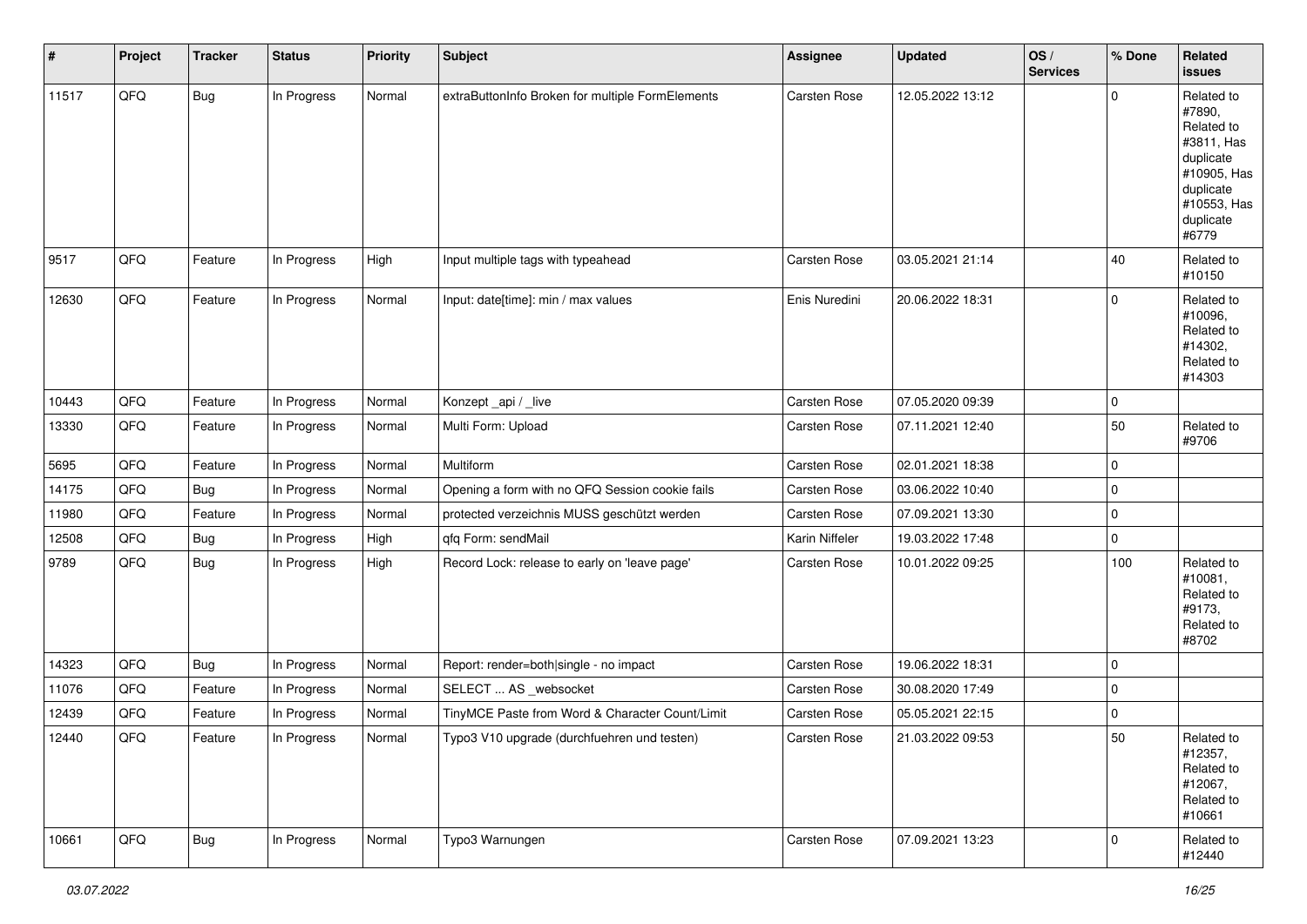| # | Project | Tracker | Status | Priority | Subject | Assignee | Updated | OS / Services | % Done | Related issues |
|---|---|---|---|---|---|---|---|---|---|---|
| 11517 | QFQ | Bug | In Progress | Normal | extraButtonInfo Broken for multiple FormElements | Carsten Rose | 12.05.2022 13:12 | | 0 | Related to #7890, Related to #3811, Has duplicate #10905, Has duplicate #10553, Has duplicate #6779 |
| 9517 | QFQ | Feature | In Progress | High | Input multiple tags with typeahead | Carsten Rose | 03.05.2021 21:14 | | 40 | Related to #10150 |
| 12630 | QFQ | Feature | In Progress | Normal | Input: date[time]: min / max values | Enis Nuredini | 20.06.2022 18:31 | | 0 | Related to #10096, Related to #14302, Related to #14303 |
| 10443 | QFQ | Feature | In Progress | Normal | Konzept _api / _live | Carsten Rose | 07.05.2020 09:39 | | 0 | |
| 13330 | QFQ | Feature | In Progress | Normal | Multi Form: Upload | Carsten Rose | 07.11.2021 12:40 | | 50 | Related to #9706 |
| 5695 | QFQ | Feature | In Progress | Normal | Multiform | Carsten Rose | 02.01.2021 18:38 | | 0 | |
| 14175 | QFQ | Bug | In Progress | Normal | Opening a form with no QFQ Session cookie fails | Carsten Rose | 03.06.2022 10:40 | | 0 | |
| 11980 | QFQ | Feature | In Progress | Normal | protected verzeichnis MUSS geschützt werden | Carsten Rose | 07.09.2021 13:30 | | 0 | |
| 12508 | QFQ | Bug | In Progress | High | qfq Form: sendMail | Karin Niffeler | 19.03.2022 17:48 | | 0 | |
| 9789 | QFQ | Bug | In Progress | High | Record Lock: release to early on 'leave page' | Carsten Rose | 10.01.2022 09:25 | | 100 | Related to #10081, Related to #9173, Related to #8702 |
| 14323 | QFQ | Bug | In Progress | Normal | Report: render=both\|single - no impact | Carsten Rose | 19.06.2022 18:31 | | 0 | |
| 11076 | QFQ | Feature | In Progress | Normal | SELECT ... AS _websocket | Carsten Rose | 30.08.2020 17:49 | | 0 | |
| 12439 | QFQ | Feature | In Progress | Normal | TinyMCE Paste from Word & Character Count/Limit | Carsten Rose | 05.05.2021 22:15 | | 0 | |
| 12440 | QFQ | Feature | In Progress | Normal | Typo3 V10 upgrade (durchfuehren und testen) | Carsten Rose | 21.03.2022 09:53 | | 50 | Related to #12357, Related to #12067, Related to #10661 |
| 10661 | QFQ | Bug | In Progress | Normal | Typo3 Warnungen | Carsten Rose | 07.09.2021 13:23 | | 0 | Related to #12440 |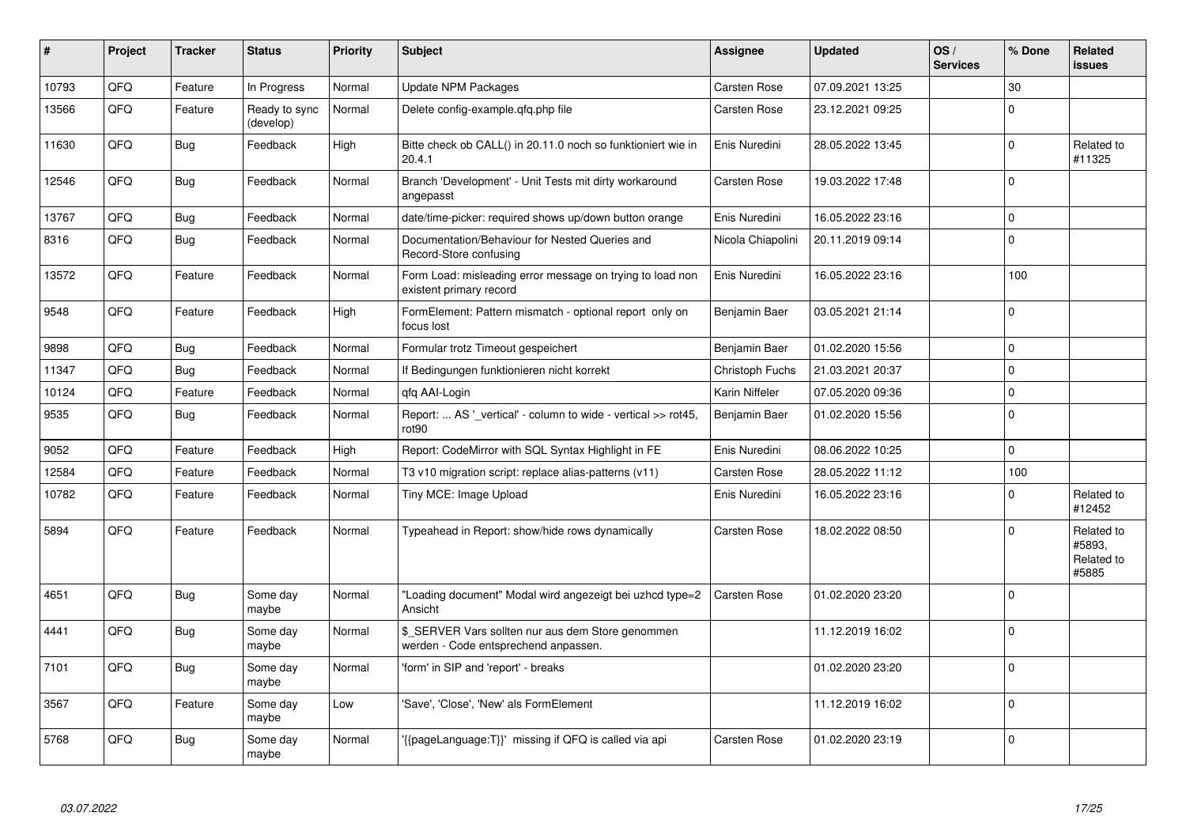| # | Project | Tracker | Status | Priority | Subject | Assignee | Updated | OS / Services | % Done | Related issues |
|---|---|---|---|---|---|---|---|---|---|---|
| 10793 | QFQ | Feature | In Progress | Normal | Update NPM Packages | Carsten Rose | 07.09.2021 13:25 | | 30 | |
| 13566 | QFQ | Feature | Ready to sync (develop) | Normal | Delete config-example.qfq.php file | Carsten Rose | 23.12.2021 09:25 | | 0 | |
| 11630 | QFQ | Bug | Feedback | High | Bitte check ob CALL() in 20.11.0 noch so funktioniert wie in 20.4.1 | Enis Nuredini | 28.05.2022 13:45 | | 0 | Related to #11325 |
| 12546 | QFQ | Bug | Feedback | Normal | Branch 'Development' - Unit Tests mit dirty workaround angepasst | Carsten Rose | 19.03.2022 17:48 | | 0 | |
| 13767 | QFQ | Bug | Feedback | Normal | date/time-picker: required shows up/down button orange | Enis Nuredini | 16.05.2022 23:16 | | 0 | |
| 8316 | QFQ | Bug | Feedback | Normal | Documentation/Behaviour for Nested Queries and Record-Store confusing | Nicola Chiapolini | 20.11.2019 09:14 | | 0 | |
| 13572 | QFQ | Feature | Feedback | Normal | Form Load: misleading error message on trying to load non existent primary record | Enis Nuredini | 16.05.2022 23:16 | | 100 | |
| 9548 | QFQ | Feature | Feedback | High | FormElement: Pattern mismatch - optional report only on focus lost | Benjamin Baer | 03.05.2021 21:14 | | 0 | |
| 9898 | QFQ | Bug | Feedback | Normal | Formular trotz Timeout gespeichert | Benjamin Baer | 01.02.2020 15:56 | | 0 | |
| 11347 | QFQ | Bug | Feedback | Normal | If Bedingungen funktionieren nicht korrekt | Christoph Fuchs | 21.03.2021 20:37 | | 0 | |
| 10124 | QFQ | Feature | Feedback | Normal | qfq AAI-Login | Karin Niffeler | 07.05.2020 09:36 | | 0 | |
| 9535 | QFQ | Bug | Feedback | Normal | Report: ... AS '_vertical' - column to wide - vertical >> rot45, rot90 | Benjamin Baer | 01.02.2020 15:56 | | 0 | |
| 9052 | QFQ | Feature | Feedback | High | Report: CodeMirror with SQL Syntax Highlight in FE | Enis Nuredini | 08.06.2022 10:25 | | 0 | |
| 12584 | QFQ | Feature | Feedback | Normal | T3 v10 migration script: replace alias-patterns (v11) | Carsten Rose | 28.05.2022 11:12 | | 100 | |
| 10782 | QFQ | Feature | Feedback | Normal | Tiny MCE: Image Upload | Enis Nuredini | 16.05.2022 23:16 | | 0 | Related to #12452 |
| 5894 | QFQ | Feature | Feedback | Normal | Typeahead in Report: show/hide rows dynamically | Carsten Rose | 18.02.2022 08:50 | | 0 | Related to #5893, Related to #5885 |
| 4651 | QFQ | Bug | Some day maybe | Normal | "Loading document" Modal wird angezeigt bei uzhcd type=2 Ansicht | Carsten Rose | 01.02.2020 23:20 | | 0 | |
| 4441 | QFQ | Bug | Some day maybe | Normal | $_SERVER Vars sollten nur aus dem Store genommen werden - Code entsprechend anpassen. | | 11.12.2019 16:02 | | 0 | |
| 7101 | QFQ | Bug | Some day maybe | Normal | 'form' in SIP and 'report' - breaks | | 01.02.2020 23:20 | | 0 | |
| 3567 | QFQ | Feature | Some day maybe | Low | 'Save', 'Close', 'New' als FormElement | | 11.12.2019 16:02 | | 0 | |
| 5768 | QFQ | Bug | Some day maybe | Normal | '{{pageLanguage:T}}' missing if QFQ is called via api | Carsten Rose | 01.02.2020 23:19 | | 0 | |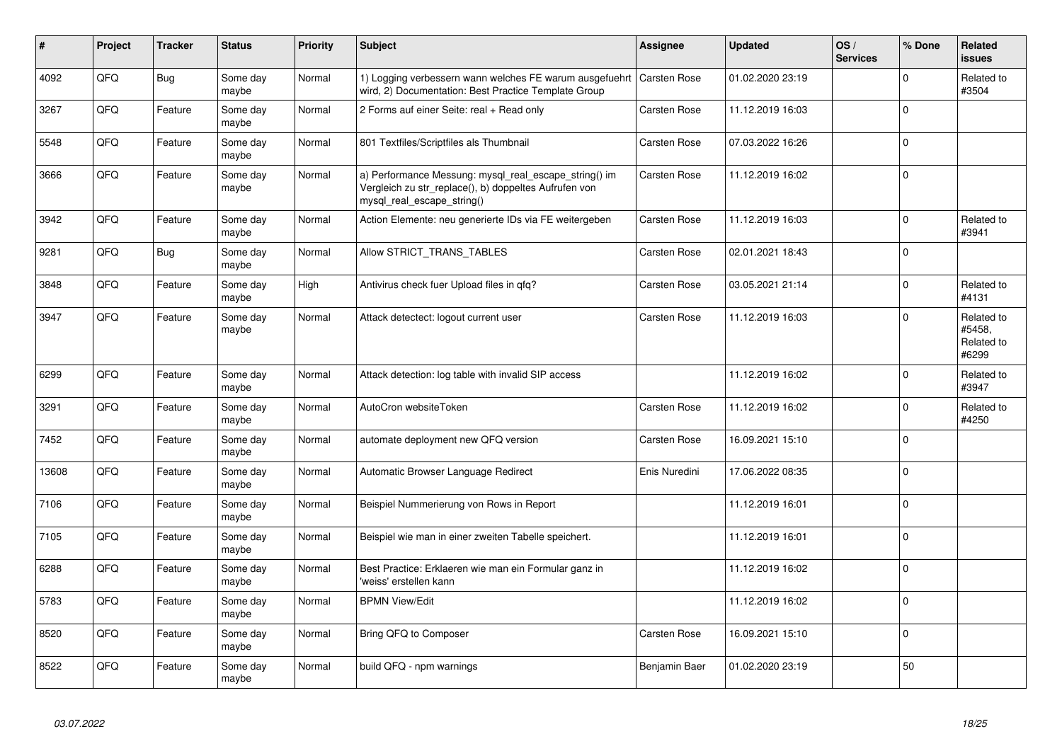| # | Project | Tracker | Status | Priority | Subject | Assignee | Updated | OS / Services | % Done | Related issues |
|---|---|---|---|---|---|---|---|---|---|---|
| 4092 | QFQ | Bug | Some day maybe | Normal | 1) Logging verbessern wann welches FE warum ausgefuehrt wird, 2) Documentation: Best Practice Template Group | Carsten Rose | 01.02.2020 23:19 | | 0 | Related to #3504 |
| 3267 | QFQ | Feature | Some day maybe | Normal | 2 Forms auf einer Seite: real + Read only | Carsten Rose | 11.12.2019 16:03 | | 0 | |
| 5548 | QFQ | Feature | Some day maybe | Normal | 801 Textfiles/Scriptfiles als Thumbnail | Carsten Rose | 07.03.2022 16:26 | | 0 | |
| 3666 | QFQ | Feature | Some day maybe | Normal | a) Performance Messung: mysql_real_escape_string() im Vergleich zu str_replace(), b) doppeltes Aufrufen von mysql_real_escape_string() | Carsten Rose | 11.12.2019 16:02 | | 0 | |
| 3942 | QFQ | Feature | Some day maybe | Normal | Action Elemente: neu generierte IDs via FE weitergeben | Carsten Rose | 11.12.2019 16:03 | | 0 | Related to #3941 |
| 9281 | QFQ | Bug | Some day maybe | Normal | Allow STRICT_TRANS_TABLES | Carsten Rose | 02.01.2021 18:43 | | 0 | |
| 3848 | QFQ | Feature | Some day maybe | High | Antivirus check fuer Upload files in qfq? | Carsten Rose | 03.05.2021 21:14 | | 0 | Related to #4131 |
| 3947 | QFQ | Feature | Some day maybe | Normal | Attack detectect: logout current user | Carsten Rose | 11.12.2019 16:03 | | 0 | Related to #5458, Related to #6299 |
| 6299 | QFQ | Feature | Some day maybe | Normal | Attack detection: log table with invalid SIP access | | 11.12.2019 16:02 | | 0 | Related to #3947 |
| 3291 | QFQ | Feature | Some day maybe | Normal | AutoCron websiteToken | Carsten Rose | 11.12.2019 16:02 | | 0 | Related to #4250 |
| 7452 | QFQ | Feature | Some day maybe | Normal | automate deployment new QFQ version | Carsten Rose | 16.09.2021 15:10 | | 0 | |
| 13608 | QFQ | Feature | Some day maybe | Normal | Automatic Browser Language Redirect | Enis Nuredini | 17.06.2022 08:35 | | 0 | |
| 7106 | QFQ | Feature | Some day maybe | Normal | Beispiel Nummerierung von Rows in Report | | 11.12.2019 16:01 | | 0 | |
| 7105 | QFQ | Feature | Some day maybe | Normal | Beispiel wie man in einer zweiten Tabelle speichert. | | 11.12.2019 16:01 | | 0 | |
| 6288 | QFQ | Feature | Some day maybe | Normal | Best Practice: Erklaeren wie man ein Formular ganz in 'weiss' erstellen kann | | 11.12.2019 16:02 | | 0 | |
| 5783 | QFQ | Feature | Some day maybe | Normal | BPMN View/Edit | | 11.12.2019 16:02 | | 0 | |
| 8520 | QFQ | Feature | Some day maybe | Normal | Bring QFQ to Composer | Carsten Rose | 16.09.2021 15:10 | | 0 | |
| 8522 | QFQ | Feature | Some day maybe | Normal | build QFQ - npm warnings | Benjamin Baer | 01.02.2020 23:19 | | 50 | |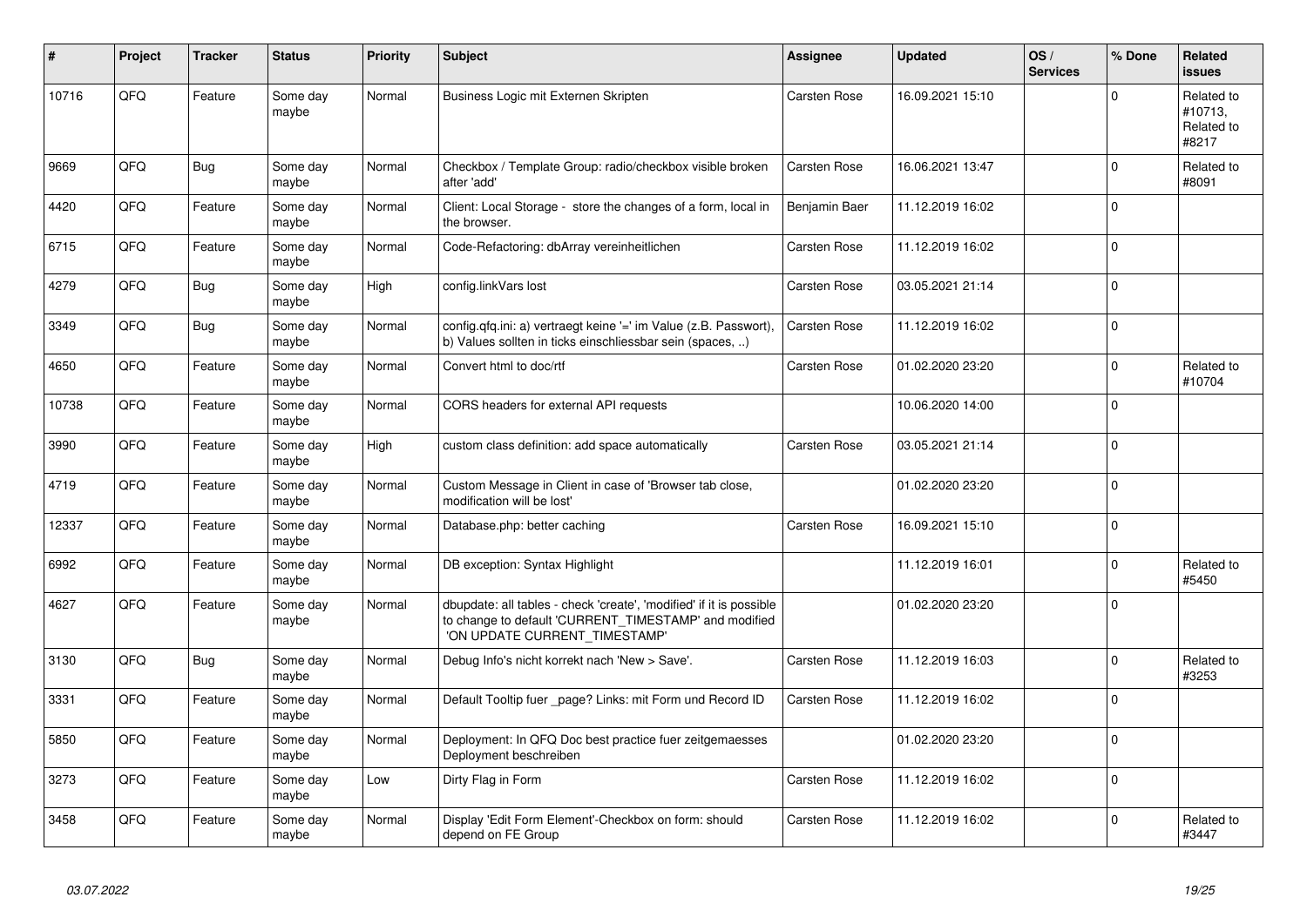| # | Project | Tracker | Status | Priority | Subject | Assignee | Updated | OS / Services | % Done | Related issues |
|---|---|---|---|---|---|---|---|---|---|---|
| 10716 | QFQ | Feature | Some day maybe | Normal | Business Logic mit Externen Skripten | Carsten Rose | 16.09.2021 15:10 | | 0 | Related to #10713, Related to #8217 |
| 9669 | QFQ | Bug | Some day maybe | Normal | Checkbox / Template Group: radio/checkbox visible broken after 'add' | Carsten Rose | 16.06.2021 13:47 | | 0 | Related to #8091 |
| 4420 | QFQ | Feature | Some day maybe | Normal | Client: Local Storage - store the changes of a form, local in the browser. | Benjamin Baer | 11.12.2019 16:02 | | 0 | |
| 6715 | QFQ | Feature | Some day maybe | Normal | Code-Refactoring: dbArray vereinheitlichen | Carsten Rose | 11.12.2019 16:02 | | 0 | |
| 4279 | QFQ | Bug | Some day maybe | High | config.linkVars lost | Carsten Rose | 03.05.2021 21:14 | | 0 | |
| 3349 | QFQ | Bug | Some day maybe | Normal | config.qfq.ini: a) vertraegt keine '=' im Value (z.B. Passwort), b) Values sollten in ticks einschliessbar sein (spaces, ..) | Carsten Rose | 11.12.2019 16:02 | | 0 | |
| 4650 | QFQ | Feature | Some day maybe | Normal | Convert html to doc/rtf | Carsten Rose | 01.02.2020 23:20 | | 0 | Related to #10704 |
| 10738 | QFQ | Feature | Some day maybe | Normal | CORS headers for external API requests | | 10.06.2020 14:00 | | 0 | |
| 3990 | QFQ | Feature | Some day maybe | High | custom class definition: add space automatically | Carsten Rose | 03.05.2021 21:14 | | 0 | |
| 4719 | QFQ | Feature | Some day maybe | Normal | Custom Message in Client in case of 'Browser tab close, modification will be lost' | | 01.02.2020 23:20 | | 0 | |
| 12337 | QFQ | Feature | Some day maybe | Normal | Database.php: better caching | Carsten Rose | 16.09.2021 15:10 | | 0 | |
| 6992 | QFQ | Feature | Some day maybe | Normal | DB exception: Syntax Highlight | | 11.12.2019 16:01 | | 0 | Related to #5450 |
| 4627 | QFQ | Feature | Some day maybe | Normal | dbupdate: all tables - check 'create', 'modified' if it is possible to change to default 'CURRENT_TIMESTAMP' and modified 'ON UPDATE CURRENT_TIMESTAMP' | | 01.02.2020 23:20 | | 0 | |
| 3130 | QFQ | Bug | Some day maybe | Normal | Debug Info's nicht korrekt nach 'New > Save'. | Carsten Rose | 11.12.2019 16:03 | | 0 | Related to #3253 |
| 3331 | QFQ | Feature | Some day maybe | Normal | Default Tooltip fuer _page? Links: mit Form und Record ID | Carsten Rose | 11.12.2019 16:02 | | 0 | |
| 5850 | QFQ | Feature | Some day maybe | Normal | Deployment: In QFQ Doc best practice fuer zeitgemaesses Deployment beschreiben | | 01.02.2020 23:20 | | 0 | |
| 3273 | QFQ | Feature | Some day maybe | Low | Dirty Flag in Form | Carsten Rose | 11.12.2019 16:02 | | 0 | |
| 3458 | QFQ | Feature | Some day maybe | Normal | Display 'Edit Form Element'-Checkbox on form: should depend on FE Group | Carsten Rose | 11.12.2019 16:02 | | 0 | Related to #3447 |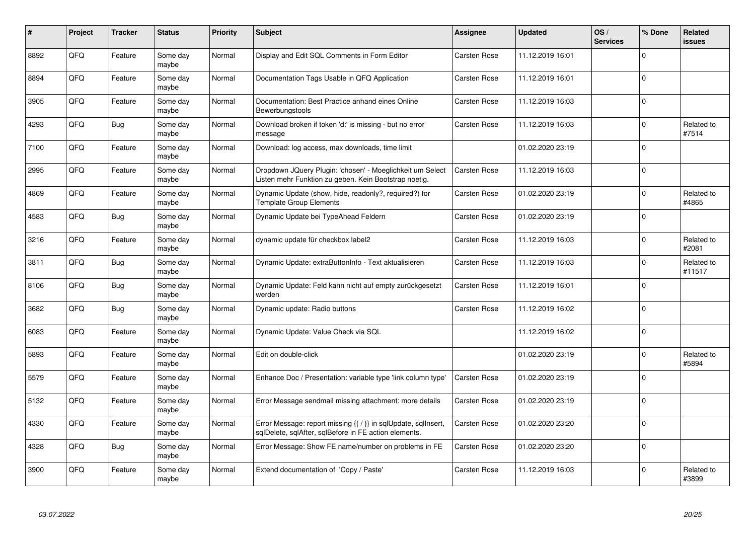| # | Project | Tracker | Status | Priority | Subject | Assignee | Updated | OS / Services | % Done | Related issues |
|---|---|---|---|---|---|---|---|---|---|---|
| 8892 | QFQ | Feature | Some day maybe | Normal | Display and Edit SQL Comments in Form Editor | Carsten Rose | 11.12.2019 16:01 | | 0 | |
| 8894 | QFQ | Feature | Some day maybe | Normal | Documentation Tags Usable in QFQ Application | Carsten Rose | 11.12.2019 16:01 | | 0 | |
| 3905 | QFQ | Feature | Some day maybe | Normal | Documentation: Best Practice anhand eines Online Bewerbungstools | Carsten Rose | 11.12.2019 16:03 | | 0 | |
| 4293 | QFQ | Bug | Some day maybe | Normal | Download broken if token 'd:' is missing - but no error message | Carsten Rose | 11.12.2019 16:03 | | 0 | Related to #7514 |
| 7100 | QFQ | Feature | Some day maybe | Normal | Download: log access, max downloads, time limit | | 01.02.2020 23:19 | | 0 | |
| 2995 | QFQ | Feature | Some day maybe | Normal | Dropdown JQuery Plugin: 'chosen' - Moeglichkeit um Select Listen mehr Funktion zu geben. Kein Bootstrap noetig. | Carsten Rose | 11.12.2019 16:03 | | 0 | |
| 4869 | QFQ | Feature | Some day maybe | Normal | Dynamic Update (show, hide, readonly?, required?) for Template Group Elements | Carsten Rose | 01.02.2020 23:19 | | 0 | Related to #4865 |
| 4583 | QFQ | Bug | Some day maybe | Normal | Dynamic Update bei TypeAhead Feldern | Carsten Rose | 01.02.2020 23:19 | | 0 | |
| 3216 | QFQ | Feature | Some day maybe | Normal | dynamic update für checkbox label2 | Carsten Rose | 11.12.2019 16:03 | | 0 | Related to #2081 |
| 3811 | QFQ | Bug | Some day maybe | Normal | Dynamic Update: extraButtonInfo - Text aktualisieren | Carsten Rose | 11.12.2019 16:03 | | 0 | Related to #11517 |
| 8106 | QFQ | Bug | Some day maybe | Normal | Dynamic Update: Feld kann nicht auf empty zurückgesetzt werden | Carsten Rose | 11.12.2019 16:01 | | 0 | |
| 3682 | QFQ | Bug | Some day maybe | Normal | Dynamic update: Radio buttons | Carsten Rose | 11.12.2019 16:02 | | 0 | |
| 6083 | QFQ | Feature | Some day maybe | Normal | Dynamic Update: Value Check via SQL | | 11.12.2019 16:02 | | 0 | |
| 5893 | QFQ | Feature | Some day maybe | Normal | Edit on double-click | | 01.02.2020 23:19 | | 0 | Related to #5894 |
| 5579 | QFQ | Feature | Some day maybe | Normal | Enhance Doc / Presentation: variable type 'link column type' | Carsten Rose | 01.02.2020 23:19 | | 0 | |
| 5132 | QFQ | Feature | Some day maybe | Normal | Error Message sendmail missing attachment: more details | Carsten Rose | 01.02.2020 23:19 | | 0 | |
| 4330 | QFQ | Feature | Some day maybe | Normal | Error Message: report missing {{ / }} in sqlUpdate, sqlInsert, sqlDelete, sqlAfter, sqlBefore in FE action elements. | Carsten Rose | 01.02.2020 23:20 | | 0 | |
| 4328 | QFQ | Bug | Some day maybe | Normal | Error Message: Show FE name/number on problems in FE | Carsten Rose | 01.02.2020 23:20 | | 0 | |
| 3900 | QFQ | Feature | Some day maybe | Normal | Extend documentation of 'Copy / Paste' | Carsten Rose | 11.12.2019 16:03 | | 0 | Related to #3899 |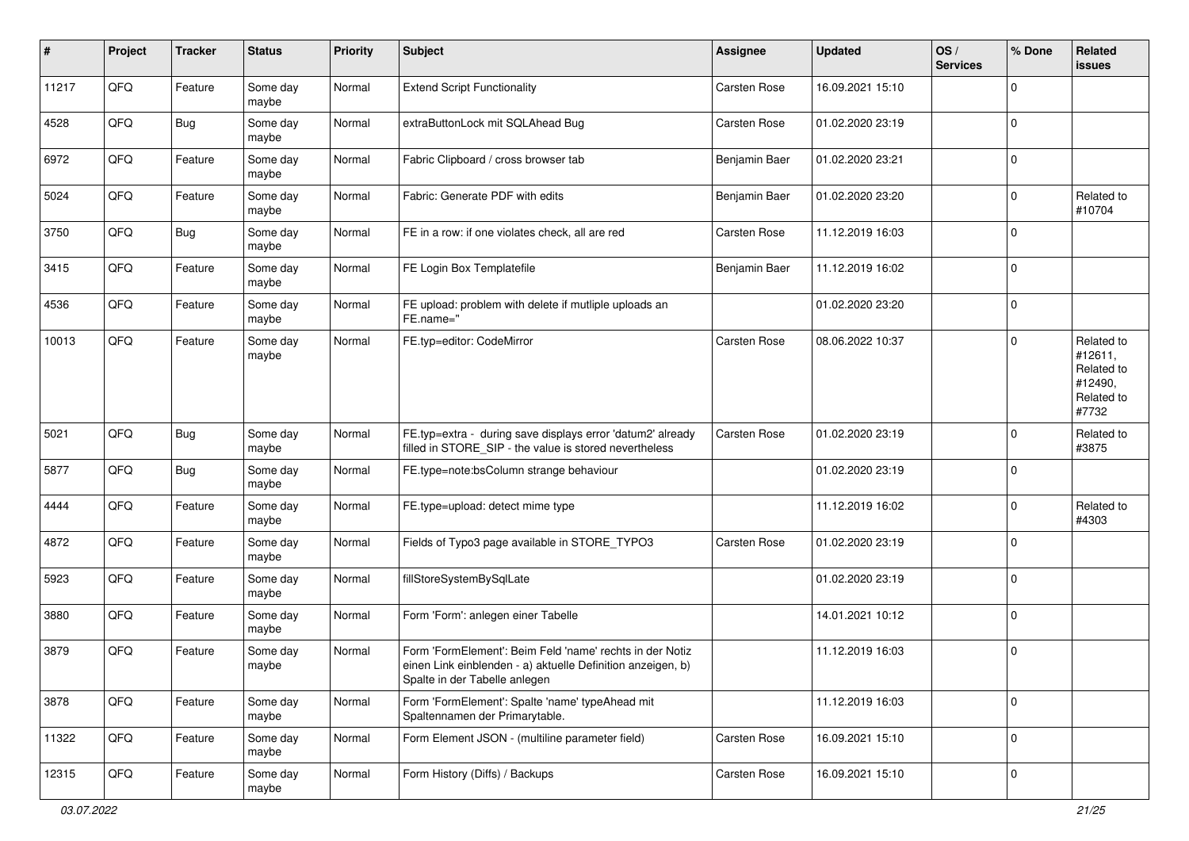| # | Project | Tracker | Status | Priority | Subject | Assignee | Updated | OS / Services | % Done | Related issues |
|---|---|---|---|---|---|---|---|---|---|---|
| 11217 | QFQ | Feature | Some day maybe | Normal | Extend Script Functionality | Carsten Rose | 16.09.2021 15:10 | | 0 | |
| 4528 | QFQ | Bug | Some day maybe | Normal | extraButtonLock mit SQLAhead Bug | Carsten Rose | 01.02.2020 23:19 | | 0 | |
| 6972 | QFQ | Feature | Some day maybe | Normal | Fabric Clipboard / cross browser tab | Benjamin Baer | 01.02.2020 23:21 | | 0 | |
| 5024 | QFQ | Feature | Some day maybe | Normal | Fabric: Generate PDF with edits | Benjamin Baer | 01.02.2020 23:20 | | 0 | Related to #10704 |
| 3750 | QFQ | Bug | Some day maybe | Normal | FE in a row: if one violates check, all are red | Carsten Rose | 11.12.2019 16:03 | | 0 | |
| 3415 | QFQ | Feature | Some day maybe | Normal | FE Login Box Templatefile | Benjamin Baer | 11.12.2019 16:02 | | 0 | |
| 4536 | QFQ | Feature | Some day maybe | Normal | FE upload: problem with delete if mutliple uploads an FE.name=" | | 01.02.2020 23:20 | | 0 | |
| 10013 | QFQ | Feature | Some day maybe | Normal | FE.typ=editor: CodeMirror | Carsten Rose | 08.06.2022 10:37 | | 0 | Related to #12611, Related to #12490, Related to #7732 |
| 5021 | QFQ | Bug | Some day maybe | Normal | FE.typ=extra - during save displays error 'datum2' already filled in STORE_SIP - the value is stored nevertheless | Carsten Rose | 01.02.2020 23:19 | | 0 | Related to #3875 |
| 5877 | QFQ | Bug | Some day maybe | Normal | FE.type=note:bsColumn strange behaviour | | 01.02.2020 23:19 | | 0 | |
| 4444 | QFQ | Feature | Some day maybe | Normal | FE.type=upload: detect mime type | | 11.12.2019 16:02 | | 0 | Related to #4303 |
| 4872 | QFQ | Feature | Some day maybe | Normal | Fields of Typo3 page available in STORE_TYPO3 | Carsten Rose | 01.02.2020 23:19 | | 0 | |
| 5923 | QFQ | Feature | Some day maybe | Normal | fillStoreSystemBySqlLate | | 01.02.2020 23:19 | | 0 | |
| 3880 | QFQ | Feature | Some day maybe | Normal | Form 'Form': anlegen einer Tabelle | | 14.01.2021 10:12 | | 0 | |
| 3879 | QFQ | Feature | Some day maybe | Normal | Form 'FormElement': Beim Feld 'name' rechts in der Notiz einen Link einblenden - a) aktuelle Definition anzeigen, b) Spalte in der Tabelle anlegen | | 11.12.2019 16:03 | | 0 | |
| 3878 | QFQ | Feature | Some day maybe | Normal | Form 'FormElement': Spalte 'name' typeAhead mit Spaltennamen der Primarytable. | | 11.12.2019 16:03 | | 0 | |
| 11322 | QFQ | Feature | Some day maybe | Normal | Form Element JSON - (multiline parameter field) | Carsten Rose | 16.09.2021 15:10 | | 0 | |
| 12315 | QFQ | Feature | Some day maybe | Normal | Form History (Diffs) / Backups | Carsten Rose | 16.09.2021 15:10 | | 0 | |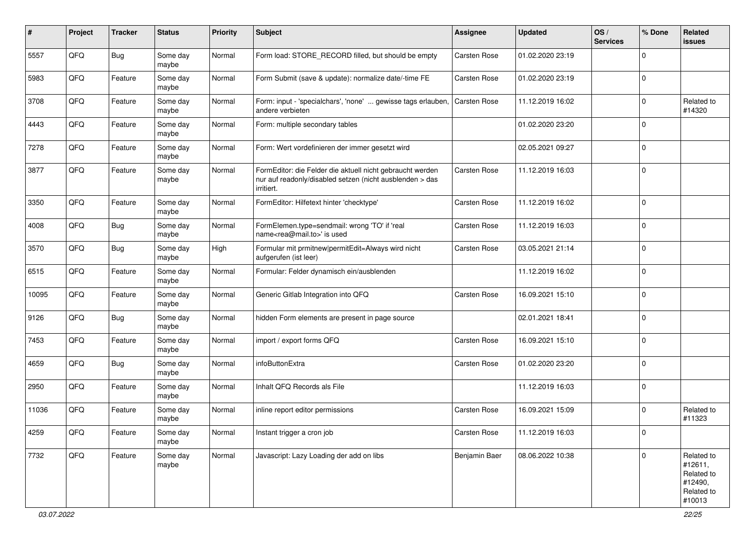| # | Project | Tracker | Status | Priority | Subject | Assignee | Updated | OS / Services | % Done | Related issues |
|---|---|---|---|---|---|---|---|---|---|---|
| 5557 | QFQ | Bug | Some day maybe | Normal | Form load: STORE_RECORD filled, but should be empty | Carsten Rose | 01.02.2020 23:19 | | 0 | |
| 5983 | QFQ | Feature | Some day maybe | Normal | Form Submit (save & update): normalize date/-time FE | Carsten Rose | 01.02.2020 23:19 | | 0 | |
| 3708 | QFQ | Feature | Some day maybe | Normal | Form: input - 'specialchars', 'none' ... gewisse tags erlauben, andere verbieten | Carsten Rose | 11.12.2019 16:02 | | 0 | Related to #14320 |
| 4443 | QFQ | Feature | Some day maybe | Normal | Form: multiple secondary tables | | 01.02.2020 23:20 | | 0 | |
| 7278 | QFQ | Feature | Some day maybe | Normal | Form: Wert vordefinieren der immer gesetzt wird | | 02.05.2021 09:27 | | 0 | |
| 3877 | QFQ | Feature | Some day maybe | Normal | FormEditor: die Felder die aktuell nicht gebraucht werden nur auf readonly/disabled setzen (nicht ausblenden > das irritiert. | Carsten Rose | 11.12.2019 16:03 | | 0 | |
| 3350 | QFQ | Feature | Some day maybe | Normal | FormEditor: Hilfetext hinter 'checktype' | Carsten Rose | 11.12.2019 16:02 | | 0 | |
| 4008 | QFQ | Bug | Some day maybe | Normal | FormElemen.type=sendmail: wrong 'TO' if 'real name<rea@mail.to>' is used | Carsten Rose | 11.12.2019 16:03 | | 0 | |
| 3570 | QFQ | Bug | Some day maybe | High | Formular mit prmitnew\|permitEdit=Always wird nicht aufgerufen (ist leer) | Carsten Rose | 03.05.2021 21:14 | | 0 | |
| 6515 | QFQ | Feature | Some day maybe | Normal | Formular: Felder dynamisch ein/ausblenden | | 11.12.2019 16:02 | | 0 | |
| 10095 | QFQ | Feature | Some day maybe | Normal | Generic Gitlab Integration into QFQ | Carsten Rose | 16.09.2021 15:10 | | 0 | |
| 9126 | QFQ | Bug | Some day maybe | Normal | hidden Form elements are present in page source | | 02.01.2021 18:41 | | 0 | |
| 7453 | QFQ | Feature | Some day maybe | Normal | import / export forms QFQ | Carsten Rose | 16.09.2021 15:10 | | 0 | |
| 4659 | QFQ | Bug | Some day maybe | Normal | infoButtonExtra | Carsten Rose | 01.02.2020 23:20 | | 0 | |
| 2950 | QFQ | Feature | Some day maybe | Normal | Inhalt QFQ Records als File | | 11.12.2019 16:03 | | 0 | |
| 11036 | QFQ | Feature | Some day maybe | Normal | inline report editor permissions | Carsten Rose | 16.09.2021 15:09 | | 0 | Related to #11323 |
| 4259 | QFQ | Feature | Some day maybe | Normal | Instant trigger a cron job | Carsten Rose | 11.12.2019 16:03 | | 0 | |
| 7732 | QFQ | Feature | Some day maybe | Normal | Javascript: Lazy Loading der add on libs | Benjamin Baer | 08.06.2022 10:38 | | 0 | Related to #12611, Related to #12490, Related to #10013 |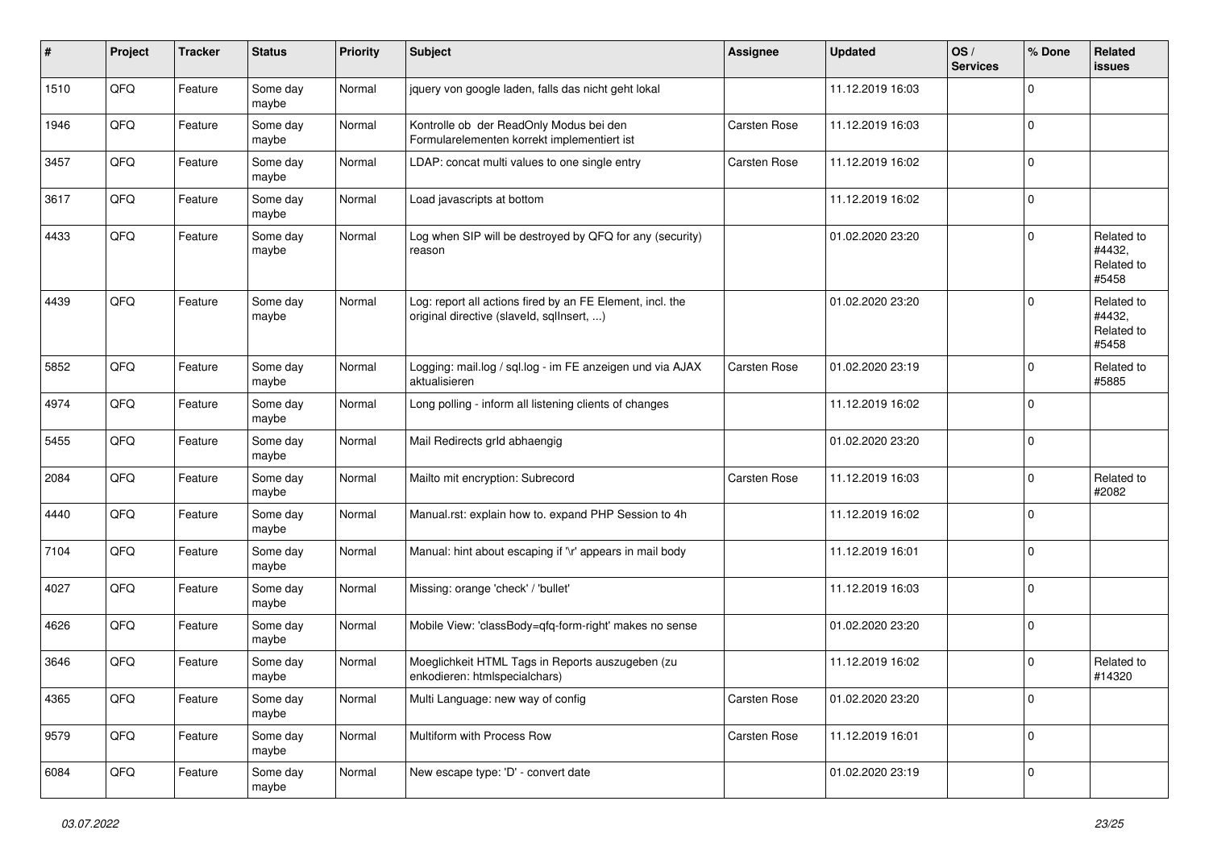| # | Project | Tracker | Status | Priority | Subject | Assignee | Updated | OS / Services | % Done | Related issues |
|---|---|---|---|---|---|---|---|---|---|---|
| 1510 | QFQ | Feature | Some day maybe | Normal | jquery von google laden, falls das nicht geht lokal | | 11.12.2019 16:03 | | 0 | |
| 1946 | QFQ | Feature | Some day maybe | Normal | Kontrolle ob der ReadOnly Modus bei den Formularelementen korrekt implementiert ist | Carsten Rose | 11.12.2019 16:03 | | 0 | |
| 3457 | QFQ | Feature | Some day maybe | Normal | LDAP: concat multi values to one single entry | Carsten Rose | 11.12.2019 16:02 | | 0 | |
| 3617 | QFQ | Feature | Some day maybe | Normal | Load javascripts at bottom | | 11.12.2019 16:02 | | 0 | |
| 4433 | QFQ | Feature | Some day maybe | Normal | Log when SIP will be destroyed by QFQ for any (security) reason | | 01.02.2020 23:20 | | 0 | Related to #4432, Related to #5458 |
| 4439 | QFQ | Feature | Some day maybe | Normal | Log: report all actions fired by an FE Element, incl. the original directive (slaveId, sqlInsert, ...) | | 01.02.2020 23:20 | | 0 | Related to #4432, Related to #5458 |
| 5852 | QFQ | Feature | Some day maybe | Normal | Logging: mail.log / sql.log - im FE anzeigen und via AJAX aktualisieren | Carsten Rose | 01.02.2020 23:19 | | 0 | Related to #5885 |
| 4974 | QFQ | Feature | Some day maybe | Normal | Long polling - inform all listening clients of changes | | 11.12.2019 16:02 | | 0 | |
| 5455 | QFQ | Feature | Some day maybe | Normal | Mail Redirects grld abhaengig | | 01.02.2020 23:20 | | 0 | |
| 2084 | QFQ | Feature | Some day maybe | Normal | Mailto mit encryption: Subrecord | Carsten Rose | 11.12.2019 16:03 | | 0 | Related to #2082 |
| 4440 | QFQ | Feature | Some day maybe | Normal | Manual.rst: explain how to. expand PHP Session to 4h | | 11.12.2019 16:02 | | 0 | |
| 7104 | QFQ | Feature | Some day maybe | Normal | Manual: hint about escaping if '\r' appears in mail body | | 11.12.2019 16:01 | | 0 | |
| 4027 | QFQ | Feature | Some day maybe | Normal | Missing: orange 'check' / 'bullet' | | 11.12.2019 16:03 | | 0 | |
| 4626 | QFQ | Feature | Some day maybe | Normal | Mobile View: 'classBody=qfq-form-right' makes no sense | | 01.02.2020 23:20 | | 0 | |
| 3646 | QFQ | Feature | Some day maybe | Normal | Moeglichkeit HTML Tags in Reports auszugeben (zu enkodieren: htmlspecialchars) | | 11.12.2019 16:02 | | 0 | Related to #14320 |
| 4365 | QFQ | Feature | Some day maybe | Normal | Multi Language: new way of config | Carsten Rose | 01.02.2020 23:20 | | 0 | |
| 9579 | QFQ | Feature | Some day maybe | Normal | Multiform with Process Row | Carsten Rose | 11.12.2019 16:01 | | 0 | |
| 6084 | QFQ | Feature | Some day maybe | Normal | New escape type: 'D' - convert date | | 01.02.2020 23:19 | | 0 | |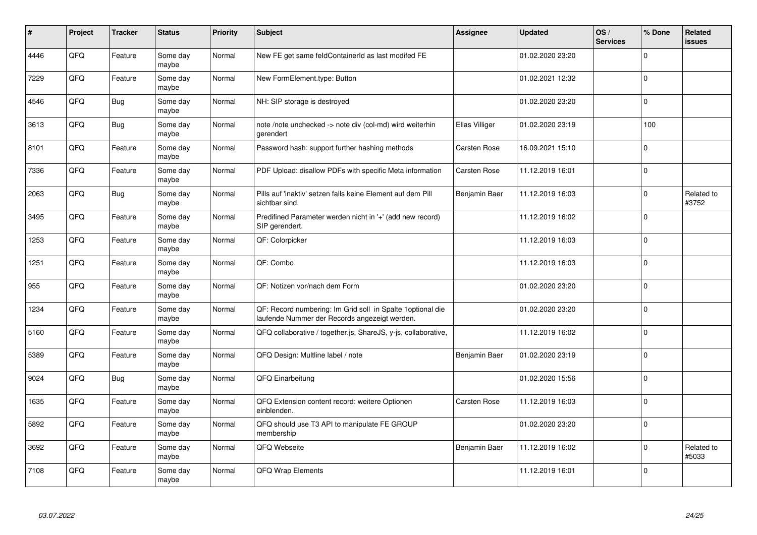| # | Project | Tracker | Status | Priority | Subject | Assignee | Updated | OS / Services | % Done | Related issues |
|---|---|---|---|---|---|---|---|---|---|---|
| 4446 | QFQ | Feature | Some day maybe | Normal | New FE get same feldContainerId as last modifed FE | | 01.02.2020 23:20 | | 0 | |
| 7229 | QFQ | Feature | Some day maybe | Normal | New FormElement.type: Button | | 01.02.2021 12:32 | | 0 | |
| 4546 | QFQ | Bug | Some day maybe | Normal | NH: SIP storage is destroyed | | 01.02.2020 23:20 | | 0 | |
| 3613 | QFQ | Bug | Some day maybe | Normal | note /note unchecked -> note div (col-md) wird weiterhin gerendert | Elias Villiger | 01.02.2020 23:19 | | 100 | |
| 8101 | QFQ | Feature | Some day maybe | Normal | Password hash: support further hashing methods | Carsten Rose | 16.09.2021 15:10 | | 0 | |
| 7336 | QFQ | Feature | Some day maybe | Normal | PDF Upload: disallow PDFs with specific Meta information | Carsten Rose | 11.12.2019 16:01 | | 0 | |
| 2063 | QFQ | Bug | Some day maybe | Normal | Pills auf 'inaktiv' setzen falls keine Element auf dem Pill sichtbar sind. | Benjamin Baer | 11.12.2019 16:03 | | 0 | Related to #3752 |
| 3495 | QFQ | Feature | Some day maybe | Normal | Predifined Parameter werden nicht in '+' (add new record) SIP gerendert. | | 11.12.2019 16:02 | | 0 | |
| 1253 | QFQ | Feature | Some day maybe | Normal | QF: Colorpicker | | 11.12.2019 16:03 | | 0 | |
| 1251 | QFQ | Feature | Some day maybe | Normal | QF: Combo | | 11.12.2019 16:03 | | 0 | |
| 955 | QFQ | Feature | Some day maybe | Normal | QF: Notizen vor/nach dem Form | | 01.02.2020 23:20 | | 0 | |
| 1234 | QFQ | Feature | Some day maybe | Normal | QF: Record numbering: Im Grid soll in Spalte 1optional die laufende Nummer der Records angezeigt werden. | | 01.02.2020 23:20 | | 0 | |
| 5160 | QFQ | Feature | Some day maybe | Normal | QFQ collaborative / together.js, ShareJS, y-js, collaborative, | | 11.12.2019 16:02 | | 0 | |
| 5389 | QFQ | Feature | Some day maybe | Normal | QFQ Design: Multline label / note | Benjamin Baer | 01.02.2020 23:19 | | 0 | |
| 9024 | QFQ | Bug | Some day maybe | Normal | QFQ Einarbeitung | | 01.02.2020 15:56 | | 0 | |
| 1635 | QFQ | Feature | Some day maybe | Normal | QFQ Extension content record: weitere Optionen einblenden. | Carsten Rose | 11.12.2019 16:03 | | 0 | |
| 5892 | QFQ | Feature | Some day maybe | Normal | QFQ should use T3 API to manipulate FE GROUP membership | | 01.02.2020 23:20 | | 0 | |
| 3692 | QFQ | Feature | Some day maybe | Normal | QFQ Webseite | Benjamin Baer | 11.12.2019 16:02 | | 0 | Related to #5033 |
| 7108 | QFQ | Feature | Some day maybe | Normal | QFQ Wrap Elements | | 11.12.2019 16:01 | | 0 | |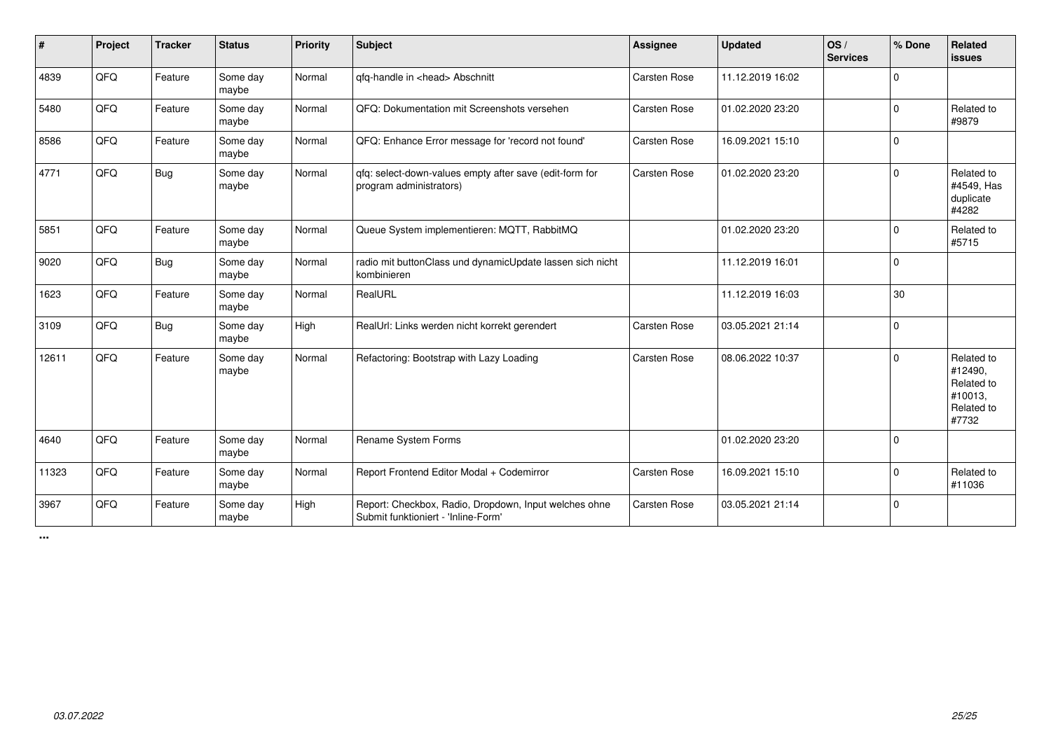| # | Project | Tracker | Status | Priority | Subject | Assignee | Updated | OS / Services | % Done | Related issues |
|---|---|---|---|---|---|---|---|---|---|---|
| 4839 | QFQ | Feature | Some day maybe | Normal | qfq-handle in <head> Abschnitt | Carsten Rose | 11.12.2019 16:02 | | 0 | |
| 5480 | QFQ | Feature | Some day maybe | Normal | QFQ: Dokumentation mit Screenshots versehen | Carsten Rose | 01.02.2020 23:20 | | 0 | Related to #9879 |
| 8586 | QFQ | Feature | Some day maybe | Normal | QFQ: Enhance Error message for 'record not found' | Carsten Rose | 16.09.2021 15:10 | | 0 | |
| 4771 | QFQ | Bug | Some day maybe | Normal | qfq: select-down-values empty after save (edit-form for program administrators) | Carsten Rose | 01.02.2020 23:20 | | 0 | Related to #4549, Has duplicate #4282 |
| 5851 | QFQ | Feature | Some day maybe | Normal | Queue System implementieren: MQTT, RabbitMQ | | 01.02.2020 23:20 | | 0 | Related to #5715 |
| 9020 | QFQ | Bug | Some day maybe | Normal | radio mit buttonClass und dynamicUpdate lassen sich nicht kombinieren | | 11.12.2019 16:01 | | 0 | |
| 1623 | QFQ | Feature | Some day maybe | Normal | RealURL | | 11.12.2019 16:03 | | 30 | |
| 3109 | QFQ | Bug | Some day maybe | High | RealUrl: Links werden nicht korrekt gerendert | Carsten Rose | 03.05.2021 21:14 | | 0 | |
| 12611 | QFQ | Feature | Some day maybe | Normal | Refactoring: Bootstrap with Lazy Loading | Carsten Rose | 08.06.2022 10:37 | | 0 | Related to #12490, Related to #10013, Related to #7732 |
| 4640 | QFQ | Feature | Some day maybe | Normal | Rename System Forms | | 01.02.2020 23:20 | | 0 | |
| 11323 | QFQ | Feature | Some day maybe | Normal | Report Frontend Editor Modal + Codemirror | Carsten Rose | 16.09.2021 15:10 | | 0 | Related to #11036 |
| 3967 | QFQ | Feature | Some day maybe | High | Report: Checkbox, Radio, Dropdown, Input welches ohne Submit funktioniert - 'Inline-Form' | Carsten Rose | 03.05.2021 21:14 | | 0 | |

...